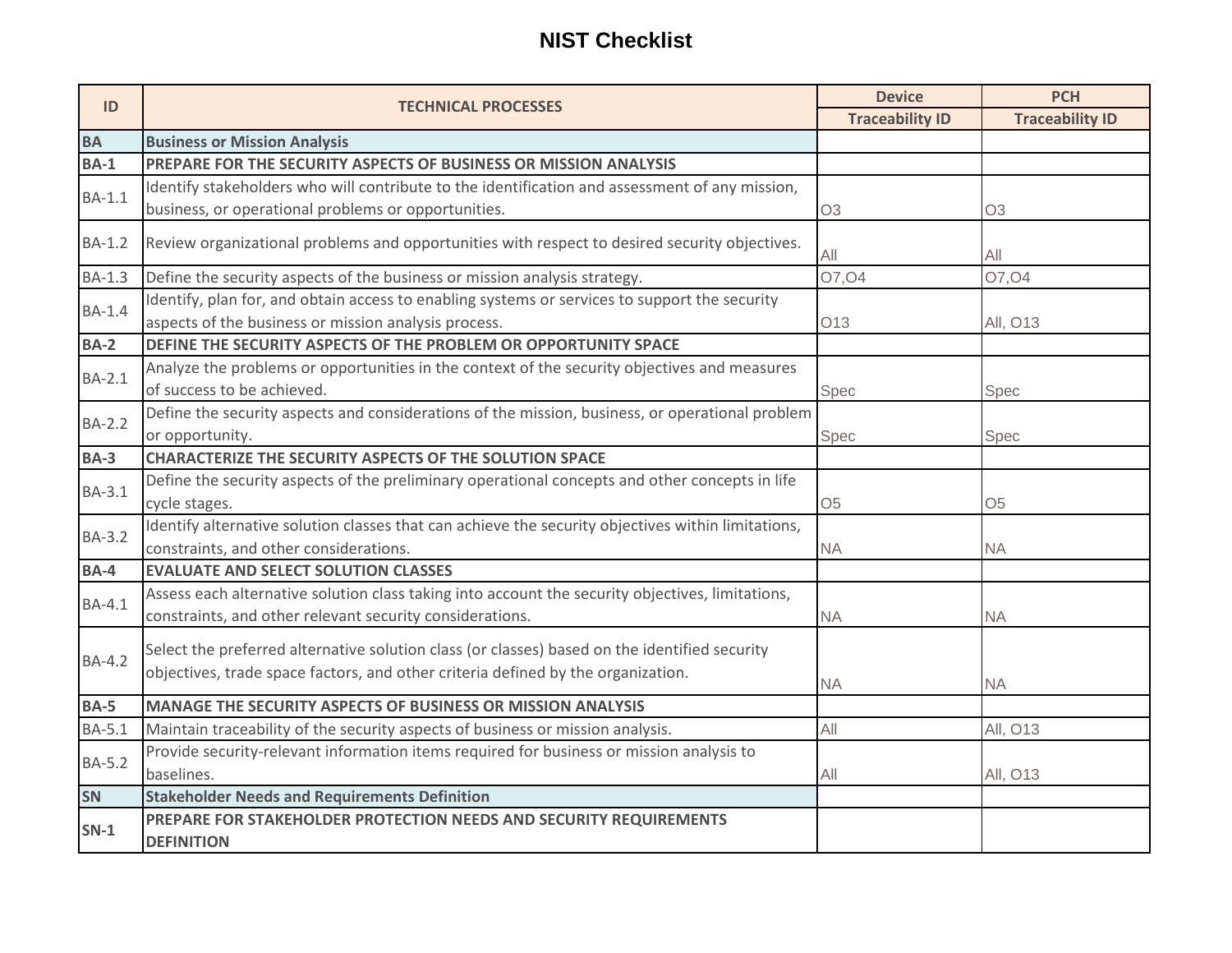# NIST Checklist

| ID | TECHNICAL PROCESSES | Device | PCH |
|---|---|---|---|
| | | Traceability ID | Traceability ID |
| BA | Business or Mission Analysis | | |
| BA-1 | PREPARE FOR THE SECURITY ASPECTS OF BUSINESS OR MISSION ANALYSIS | | |
| BA-1.1 | Identify stakeholders who will contribute to the identification and assessment of any mission, business, or operational problems or opportunities. | O3 | O3 |
| BA-1.2 | Review organizational problems and opportunities with respect to desired security objectives. | All | All |
| BA-1.3 | Define the security aspects of the business or mission analysis strategy. | O7,O4 | O7,O4 |
| BA-1.4 | Identify, plan for, and obtain access to enabling systems or services to support the security aspects of the business or mission analysis process. | O13 | All, O13 |
| BA-2 | DEFINE THE SECURITY ASPECTS OF THE PROBLEM OR OPPORTUNITY SPACE | | |
| BA-2.1 | Analyze the problems or opportunities in the context of the security objectives and measures of success to be achieved. | Spec | Spec |
| BA-2.2 | Define the security aspects and considerations of the mission, business, or operational problem or opportunity. | Spec | Spec |
| BA-3 | CHARACTERIZE THE SECURITY ASPECTS OF THE SOLUTION SPACE | | |
| BA-3.1 | Define the security aspects of the preliminary operational concepts and other concepts in life cycle stages. | O5 | O5 |
| BA-3.2 | Identify alternative solution classes that can achieve the security objectives within limitations, constraints, and other considerations. | NA | NA |
| BA-4 | EVALUATE AND SELECT SOLUTION CLASSES | | |
| BA-4.1 | Assess each alternative solution class taking into account the security objectives, limitations, constraints, and other relevant security considerations. | NA | NA |
| BA-4.2 | Select the preferred alternative solution class (or classes) based on the identified security objectives, trade space factors, and other criteria defined by the organization. | NA | NA |
| BA-5 | MANAGE THE SECURITY ASPECTS OF BUSINESS OR MISSION ANALYSIS | | |
| BA-5.1 | Maintain traceability of the security aspects of business or mission analysis. | All | All, O13 |
| BA-5.2 | Provide security-relevant information items required for business or mission analysis to baselines. | All | All, O13 |
| SN | Stakeholder Needs and Requirements Definition | | |
| SN-1 | PREPARE FOR STAKEHOLDER PROTECTION NEEDS AND SECURITY REQUIREMENTS DEFINITION | | |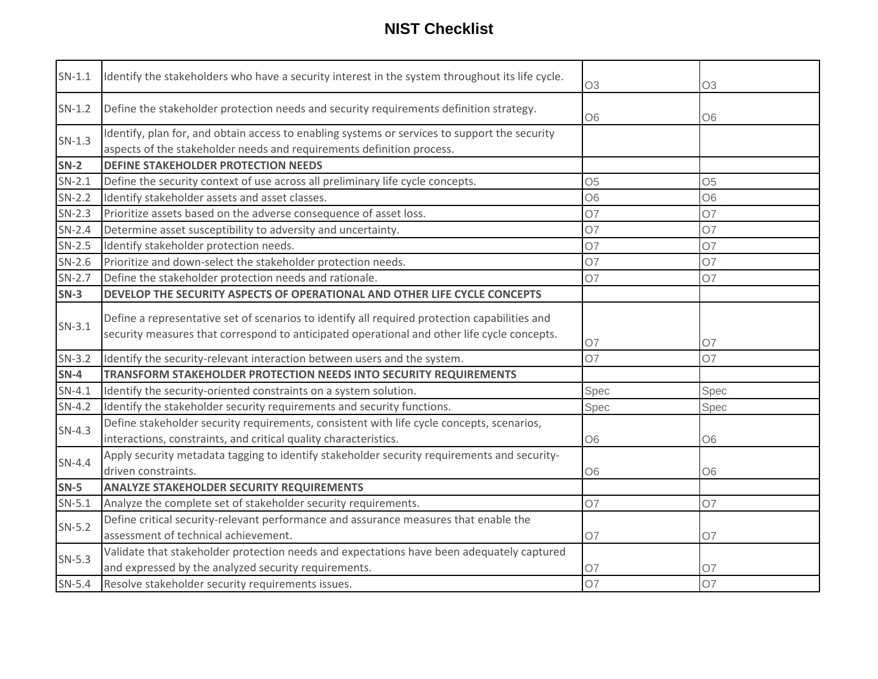# NIST Checklist

| | | | |
|---|---|---|---|
| SN-1.1 | Identify the stakeholders who have a security interest in the system throughout its life cycle. | O3 | O3 |
| SN-1.2 | Define the stakeholder protection needs and security requirements definition strategy. | O6 | O6 |
| SN-1.3 | Identify, plan for, and obtain access to enabling systems or services to support the security aspects of the stakeholder needs and requirements definition process. | | |
| **SN-2** | **DEFINE STAKEHOLDER PROTECTION NEEDS** | | |
| SN-2.1 | Define the security context of use across all preliminary life cycle concepts. | O5 | O5 |
| SN-2.2 | Identify stakeholder assets and asset classes. | O6 | O6 |
| SN-2.3 | Prioritize assets based on the adverse consequence of asset loss. | O7 | O7 |
| SN-2.4 | Determine asset susceptibility to adversity and uncertainty. | O7 | O7 |
| SN-2.5 | Identify stakeholder protection needs. | O7 | O7 |
| SN-2.6 | Prioritize and down-select the stakeholder protection needs. | O7 | O7 |
| SN-2.7 | Define the stakeholder protection needs and rationale. | O7 | O7 |
| **SN-3** | **DEVELOP THE SECURITY ASPECTS OF OPERATIONAL AND OTHER LIFE CYCLE CONCEPTS** | | |
| SN-3.1 | Define a representative set of scenarios to identify all required protection capabilities and security measures that correspond to anticipated operational and other life cycle concepts. | O7 | O7 |
| SN-3.2 | Identify the security-relevant interaction between users and the system. | O7 | O7 |
| **SN-4** | **TRANSFORM STAKEHOLDER PROTECTION NEEDS INTO SECURITY REQUIREMENTS** | | |
| SN-4.1 | Identify the security-oriented constraints on a system solution. | Spec | Spec |
| SN-4.2 | Identify the stakeholder security requirements and security functions. | Spec | Spec |
| SN-4.3 | Define stakeholder security requirements, consistent with life cycle concepts, scenarios, interactions, constraints, and critical quality characteristics. | O6 | O6 |
| SN-4.4 | Apply security metadata tagging to identify stakeholder security requirements and security-driven constraints. | O6 | O6 |
| **SN-5** | **ANALYZE STAKEHOLDER SECURITY REQUIREMENTS** | | |
| SN-5.1 | Analyze the complete set of stakeholder security requirements. | O7 | O7 |
| SN-5.2 | Define critical security-relevant performance and assurance measures that enable the assessment of technical achievement. | O7 | O7 |
| SN-5.3 | Validate that stakeholder protection needs and expectations have been adequately captured and expressed by the analyzed security requirements. | O7 | O7 |
| SN-5.4 | Resolve stakeholder security requirements issues. | O7 | O7 |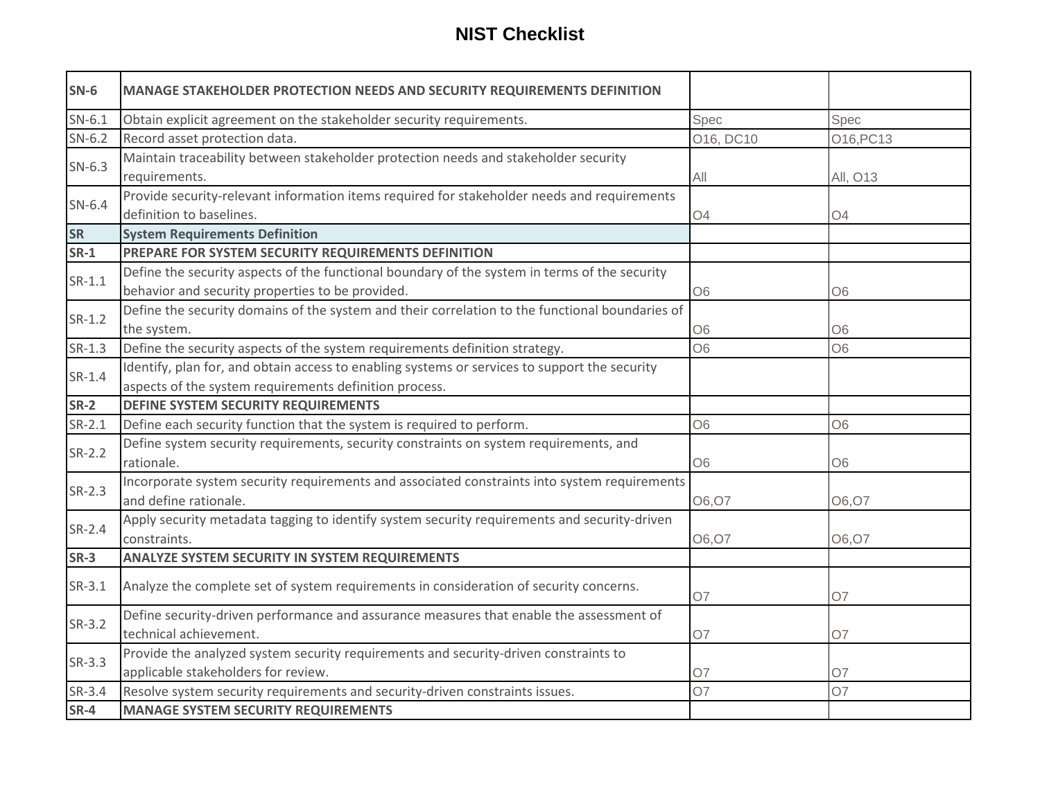# NIST Checklist

| SN-6 | MANAGE STAKEHOLDER PROTECTION NEEDS AND SECURITY REQUIREMENTS DEFINITION | | |
|---|---|---|---|
| SN-6.1 | Obtain explicit agreement on the stakeholder security requirements. | Spec | Spec |
| SN-6.2 | Record asset protection data. | O16, DC10 | O16,PC13 |
| SN-6.3 | Maintain traceability between stakeholder protection needs and stakeholder security requirements. | All | All, O13 |
| SN-6.4 | Provide security-relevant information items required for stakeholder needs and requirements definition to baselines. | O4 | O4 |
| **SR** | **System Requirements Definition** | | |
| **SR-1** | **PREPARE FOR SYSTEM SECURITY REQUIREMENTS DEFINITION** | | |
| SR-1.1 | Define the security aspects of the functional boundary of the system in terms of the security behavior and security properties to be provided. | O6 | O6 |
| SR-1.2 | Define the security domains of the system and their correlation to the functional boundaries of the system. | O6 | O6 |
| SR-1.3 | Define the security aspects of the system requirements definition strategy. | O6 | O6 |
| SR-1.4 | Identify, plan for, and obtain access to enabling systems or services to support the security aspects of the system requirements definition process. | | |
| **SR-2** | **DEFINE SYSTEM SECURITY REQUIREMENTS** | | |
| SR-2.1 | Define each security function that the system is required to perform. | O6 | O6 |
| SR-2.2 | Define system security requirements, security constraints on system requirements, and rationale. | O6 | O6 |
| SR-2.3 | Incorporate system security requirements and associated constraints into system requirements and define rationale. | O6,O7 | O6,O7 |
| SR-2.4 | Apply security metadata tagging to identify system security requirements and security-driven constraints. | O6,O7 | O6,O7 |
| **SR-3** | **ANALYZE SYSTEM SECURITY IN SYSTEM REQUIREMENTS** | | |
| SR-3.1 | Analyze the complete set of system requirements in consideration of security concerns. | O7 | O7 |
| SR-3.2 | Define security-driven performance and assurance measures that enable the assessment of technical achievement. | O7 | O7 |
| SR-3.3 | Provide the analyzed system security requirements and security-driven constraints to applicable stakeholders for review. | O7 | O7 |
| SR-3.4 | Resolve system security requirements and security-driven constraints issues. | O7 | O7 |
| **SR-4** | **MANAGE SYSTEM SECURITY REQUIREMENTS** | | |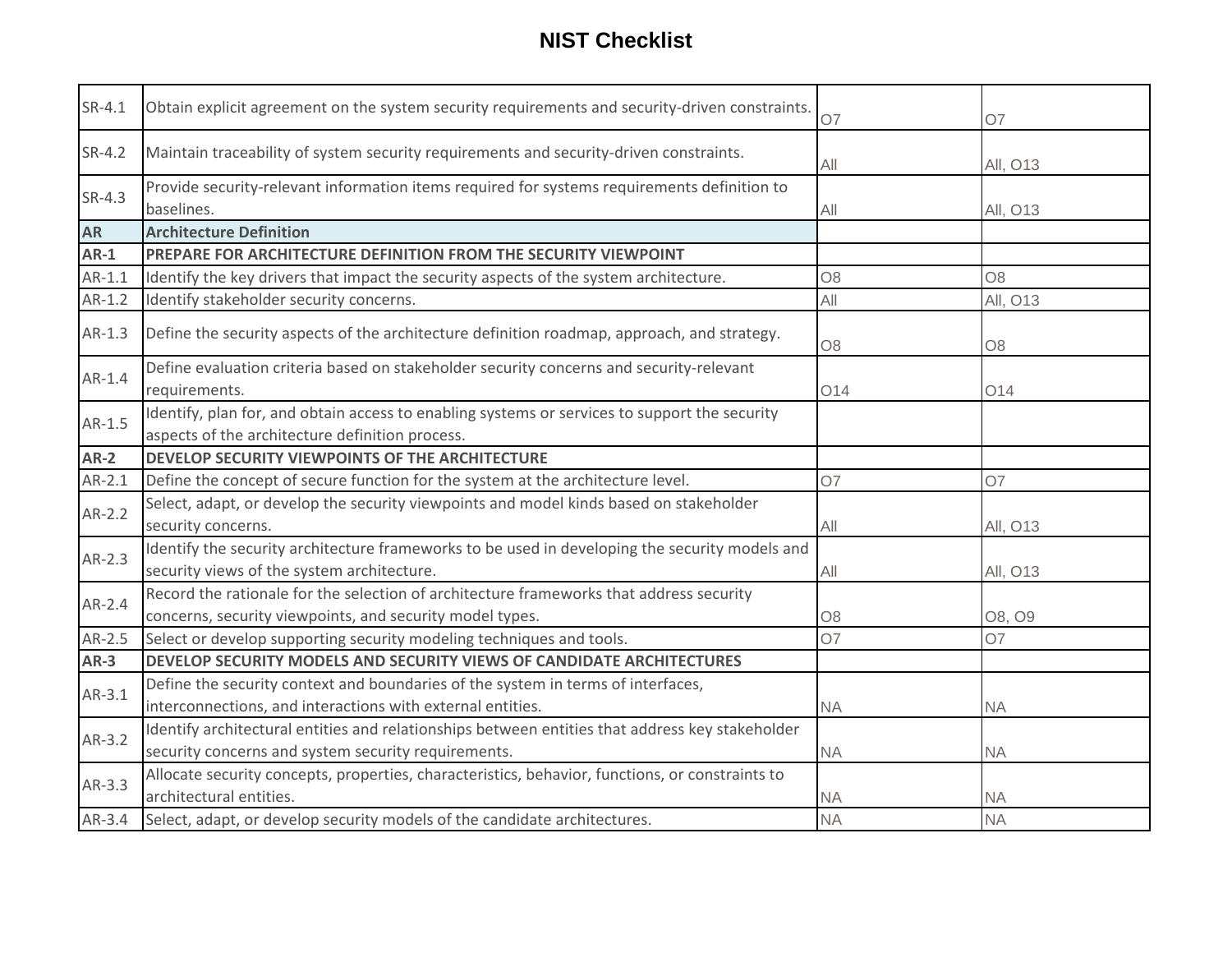# NIST Checklist

| | | | |
|---|---|---|---|
| SR-4.1 | Obtain explicit agreement on the system security requirements and security-driven constraints. | O7 | O7 |
| SR-4.2 | Maintain traceability of system security requirements and security-driven constraints. | All | All, O13 |
| SR-4.3 | Provide security-relevant information items required for systems requirements definition to baselines. | All | All, O13 |
| **AR** | **Architecture Definition** | | |
| **AR-1** | **PREPARE FOR ARCHITECTURE DEFINITION FROM THE SECURITY VIEWPOINT** | | |
| AR-1.1 | Identify the key drivers that impact the security aspects of the system architecture. | O8 | O8 |
| AR-1.2 | Identify stakeholder security concerns. | All | All, O13 |
| AR-1.3 | Define the security aspects of the architecture definition roadmap, approach, and strategy. | O8 | O8 |
| AR-1.4 | Define evaluation criteria based on stakeholder security concerns and security-relevant requirements. | O14 | O14 |
| AR-1.5 | Identify, plan for, and obtain access to enabling systems or services to support the security aspects of the architecture definition process. | | |
| **AR-2** | **DEVELOP SECURITY VIEWPOINTS OF THE ARCHITECTURE** | | |
| AR-2.1 | Define the concept of secure function for the system at the architecture level. | O7 | O7 |
| AR-2.2 | Select, adapt, or develop the security viewpoints and model kinds based on stakeholder security concerns. | All | All, O13 |
| AR-2.3 | Identify the security architecture frameworks to be used in developing the security models and security views of the system architecture. | All | All, O13 |
| AR-2.4 | Record the rationale for the selection of architecture frameworks that address security concerns, security viewpoints, and security model types. | O8 | O8, O9 |
| AR-2.5 | Select or develop supporting security modeling techniques and tools. | O7 | O7 |
| **AR-3** | **DEVELOP SECURITY MODELS AND SECURITY VIEWS OF CANDIDATE ARCHITECTURES** | | |
| AR-3.1 | Define the security context and boundaries of the system in terms of interfaces, interconnections, and interactions with external entities. | NA | NA |
| AR-3.2 | Identify architectural entities and relationships between entities that address key stakeholder security concerns and system security requirements. | NA | NA |
| AR-3.3 | Allocate security concepts, properties, characteristics, behavior, functions, or constraints to architectural entities. | NA | NA |
| AR-3.4 | Select, adapt, or develop security models of the candidate architectures. | NA | NA |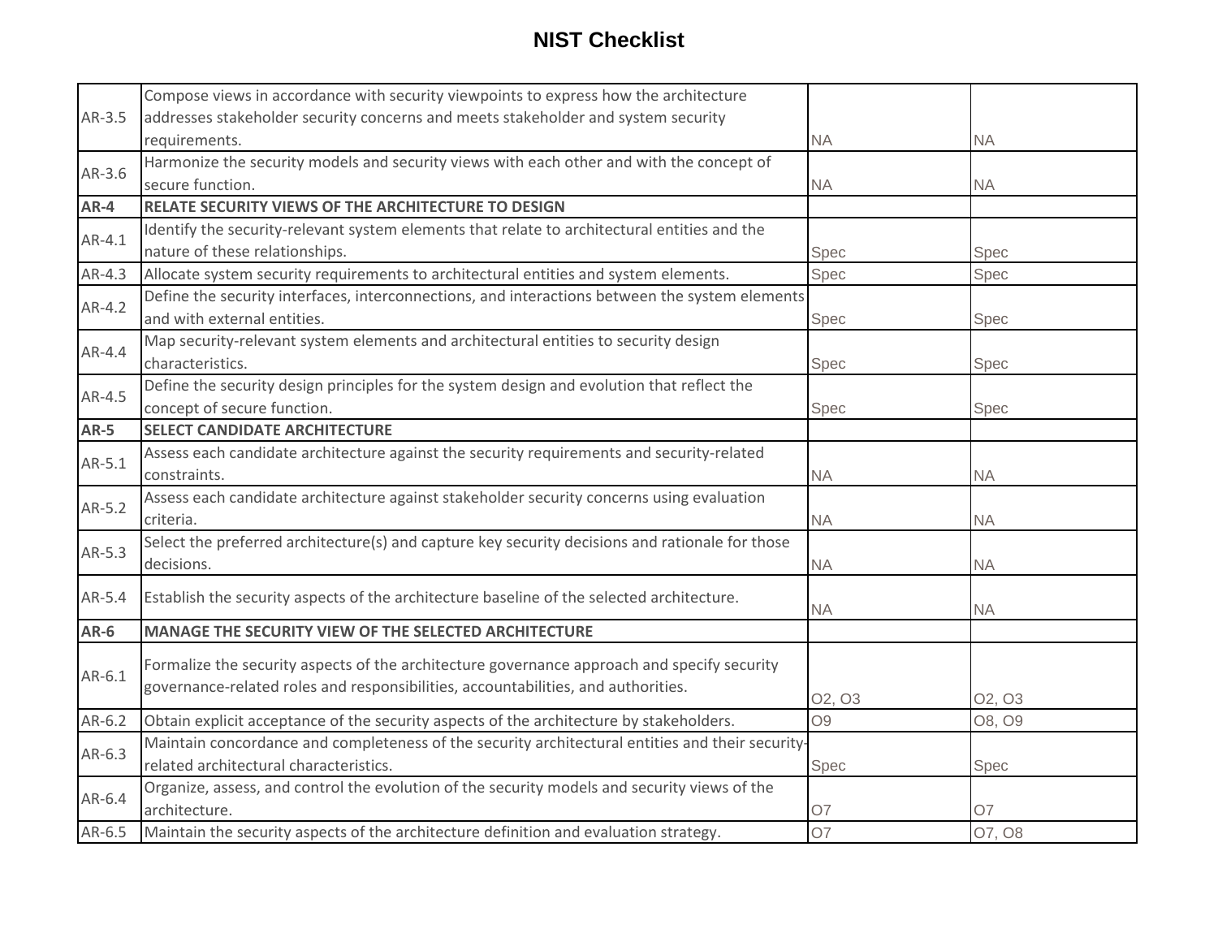# NIST Checklist

| | | | |
|---|---|---|---|
| AR-3.5 | Compose views in accordance with security viewpoints to express how the architecture addresses stakeholder security concerns and meets stakeholder and system security requirements. | NA | NA |
| AR-3.6 | Harmonize the security models and security views with each other and with the concept of secure function. | NA | NA |
| **AR-4** | **RELATE SECURITY VIEWS OF THE ARCHITECTURE TO DESIGN** | | |
| AR-4.1 | Identify the security-relevant system elements that relate to architectural entities and the nature of these relationships. | Spec | Spec |
| AR-4.3 | Allocate system security requirements to architectural entities and system elements. | Spec | Spec |
| AR-4.2 | Define the security interfaces, interconnections, and interactions between the system elements and with external entities. | Spec | Spec |
| AR-4.4 | Map security-relevant system elements and architectural entities to security design characteristics. | Spec | Spec |
| AR-4.5 | Define the security design principles for the system design and evolution that reflect the concept of secure function. | Spec | Spec |
| **AR-5** | **SELECT CANDIDATE ARCHITECTURE** | | |
| AR-5.1 | Assess each candidate architecture against the security requirements and security-related constraints. | NA | NA |
| AR-5.2 | Assess each candidate architecture against stakeholder security concerns using evaluation criteria. | NA | NA |
| AR-5.3 | Select the preferred architecture(s) and capture key security decisions and rationale for those decisions. | NA | NA |
| AR-5.4 | Establish the security aspects of the architecture baseline of the selected architecture. | NA | NA |
| **AR-6** | **MANAGE THE SECURITY VIEW OF THE SELECTED ARCHITECTURE** | | |
| AR-6.1 | Formalize the security aspects of the architecture governance approach and specify security governance-related roles and responsibilities, accountabilities, and authorities. | O2, O3 | O2, O3 |
| AR-6.2 | Obtain explicit acceptance of the security aspects of the architecture by stakeholders. | O9 | O8, O9 |
| AR-6.3 | Maintain concordance and completeness of the security architectural entities and their security-related architectural characteristics. | Spec | Spec |
| AR-6.4 | Organize, assess, and control the evolution of the security models and security views of the architecture. | O7 | O7 |
| AR-6.5 | Maintain the security aspects of the architecture definition and evaluation strategy. | O7 | O7, O8 |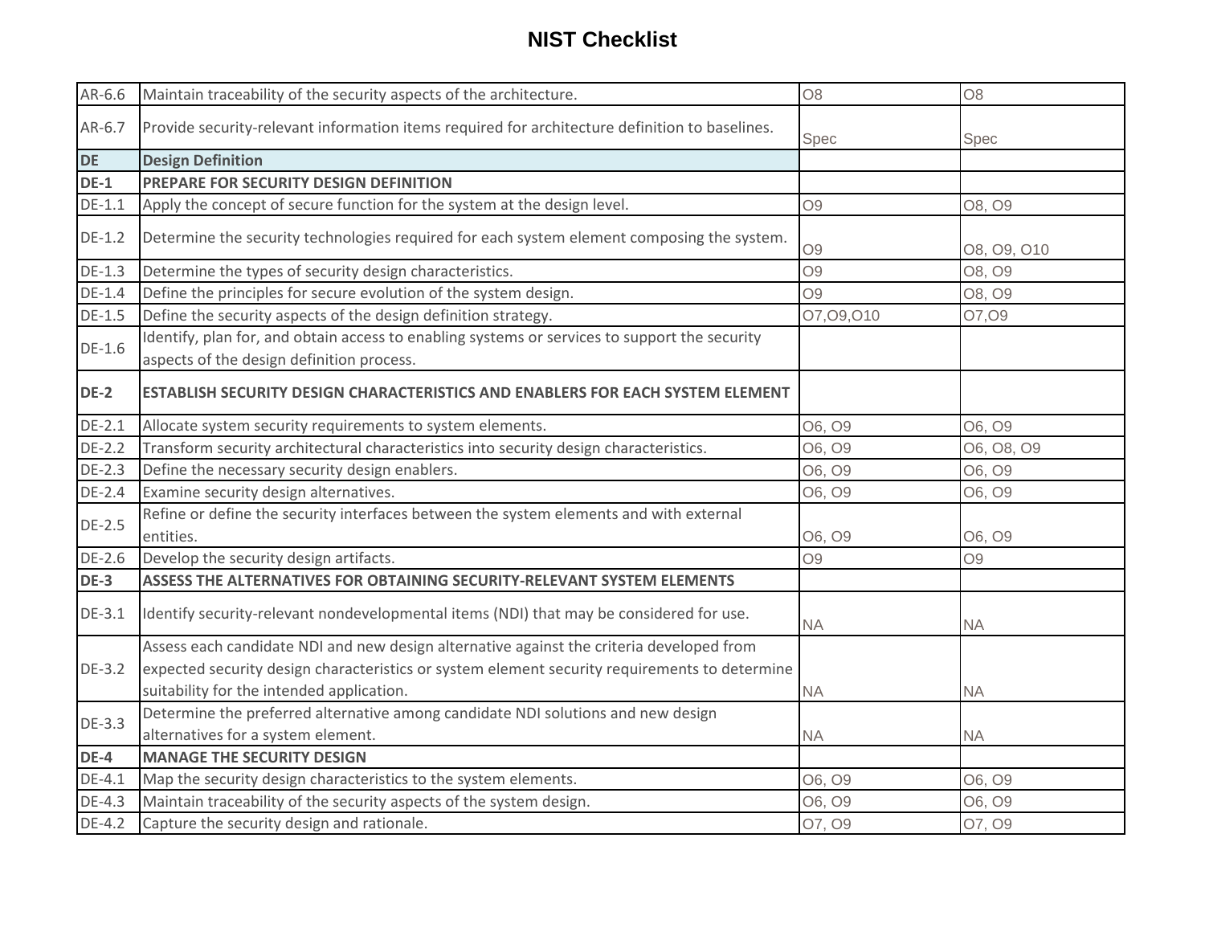# NIST Checklist

| | | | |
|---|---|---|---|
| AR-6.6 | Maintain traceability of the security aspects of the architecture. | O8 | O8 |
| AR-6.7 | Provide security-relevant information items required for architecture definition to baselines. | Spec | Spec |
| **DE** | **Design Definition** | | |
| **DE-1** | **PREPARE FOR SECURITY DESIGN DEFINITION** | | |
| DE-1.1 | Apply the concept of secure function for the system at the design level. | O9 | O8, O9 |
| DE-1.2 | Determine the security technologies required for each system element composing the system. | O9 | O8, O9, O10 |
| DE-1.3 | Determine the types of security design characteristics. | O9 | O8, O9 |
| DE-1.4 | Define the principles for secure evolution of the system design. | O9 | O8, O9 |
| DE-1.5 | Define the security aspects of the design definition strategy. | O7,O9,O10 | O7,O9 |
| DE-1.6 | Identify, plan for, and obtain access to enabling systems or services to support the security aspects of the design definition process. | | |
| **DE-2** | **ESTABLISH SECURITY DESIGN CHARACTERISTICS AND ENABLERS FOR EACH SYSTEM ELEMENT** | | |
| DE-2.1 | Allocate system security requirements to system elements. | O6, O9 | O6, O9 |
| DE-2.2 | Transform security architectural characteristics into security design characteristics. | O6, O9 | O6, O8, O9 |
| DE-2.3 | Define the necessary security design enablers. | O6, O9 | O6, O9 |
| DE-2.4 | Examine security design alternatives. | O6, O9 | O6, O9 |
| DE-2.5 | Refine or define the security interfaces between the system elements and with external entities. | O6, O9 | O6, O9 |
| DE-2.6 | Develop the security design artifacts. | O9 | O9 |
| **DE-3** | **ASSESS THE ALTERNATIVES FOR OBTAINING SECURITY-RELEVANT SYSTEM ELEMENTS** | | |
| DE-3.1 | Identify security-relevant nondevelopmental items (NDI) that may be considered for use. | NA | NA |
| DE-3.2 | Assess each candidate NDI and new design alternative against the criteria developed from expected security design characteristics or system element security requirements to determine suitability for the intended application. | NA | NA |
| DE-3.3 | Determine the preferred alternative among candidate NDI solutions and new design alternatives for a system element. | NA | NA |
| **DE-4** | **MANAGE THE SECURITY DESIGN** | | |
| DE-4.1 | Map the security design characteristics to the system elements. | O6, O9 | O6, O9 |
| DE-4.3 | Maintain traceability of the security aspects of the system design. | O6, O9 | O6, O9 |
| DE-4.2 | Capture the security design and rationale. | O7, O9 | O7, O9 |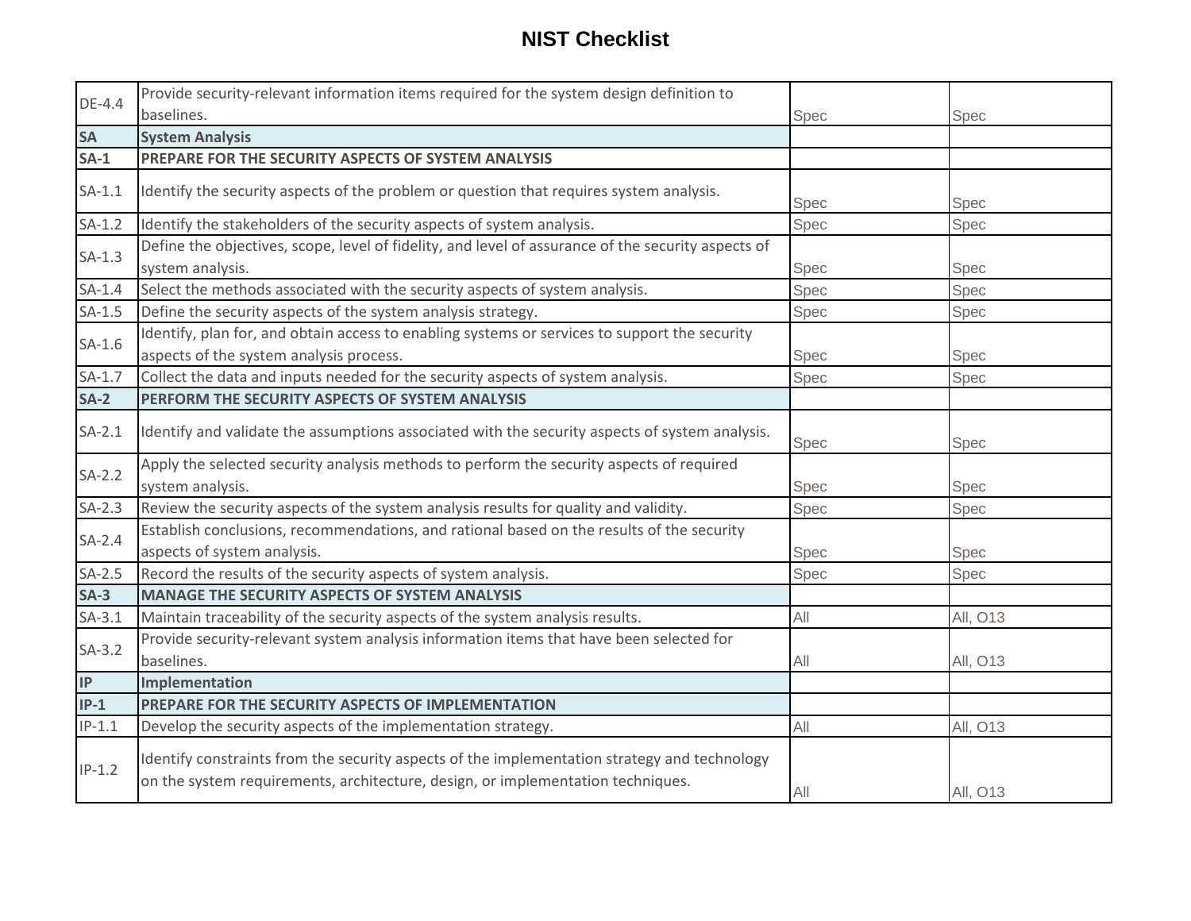# NIST Checklist

| | | | |
|---|---|---|---|
| DE-4.4 | Provide security-relevant information items required for the system design definition to baselines. | Spec | Spec |
| **SA** | **System Analysis** | | |
| **SA-1** | **PREPARE FOR THE SECURITY ASPECTS OF SYSTEM ANALYSIS** | | |
| SA-1.1 | Identify the security aspects of the problem or question that requires system analysis. | Spec | Spec |
| SA-1.2 | Identify the stakeholders of the security aspects of system analysis. | Spec | Spec |
| SA-1.3 | Define the objectives, scope, level of fidelity, and level of assurance of the security aspects of system analysis. | Spec | Spec |
| SA-1.4 | Select the methods associated with the security aspects of system analysis. | Spec | Spec |
| SA-1.5 | Define the security aspects of the system analysis strategy. | Spec | Spec |
| SA-1.6 | Identify, plan for, and obtain access to enabling systems or services to support the security aspects of the system analysis process. | Spec | Spec |
| SA-1.7 | Collect the data and inputs needed for the security aspects of system analysis. | Spec | Spec |
| **SA-2** | **PERFORM THE SECURITY ASPECTS OF SYSTEM ANALYSIS** | | |
| SA-2.1 | Identify and validate the assumptions associated with the security aspects of system analysis. | Spec | Spec |
| SA-2.2 | Apply the selected security analysis methods to perform the security aspects of required system analysis. | Spec | Spec |
| SA-2.3 | Review the security aspects of the system analysis results for quality and validity. | Spec | Spec |
| SA-2.4 | Establish conclusions, recommendations, and rational based on the results of the security aspects of system analysis. | Spec | Spec |
| SA-2.5 | Record the results of the security aspects of system analysis. | Spec | Spec |
| **SA-3** | **MANAGE THE SECURITY ASPECTS OF SYSTEM ANALYSIS** | | |
| SA-3.1 | Maintain traceability of the security aspects of the system analysis results. | All | All, O13 |
| SA-3.2 | Provide security-relevant system analysis information items that have been selected for baselines. | All | All, O13 |
| **IP** | **Implementation** | | |
| **IP-1** | **PREPARE FOR THE SECURITY ASPECTS OF IMPLEMENTATION** | | |
| IP-1.1 | Develop the security aspects of the implementation strategy. | All | All, O13 |
| IP-1.2 | Identify constraints from the security aspects of the implementation strategy and technology on the system requirements, architecture, design, or implementation techniques. | All | All, O13 |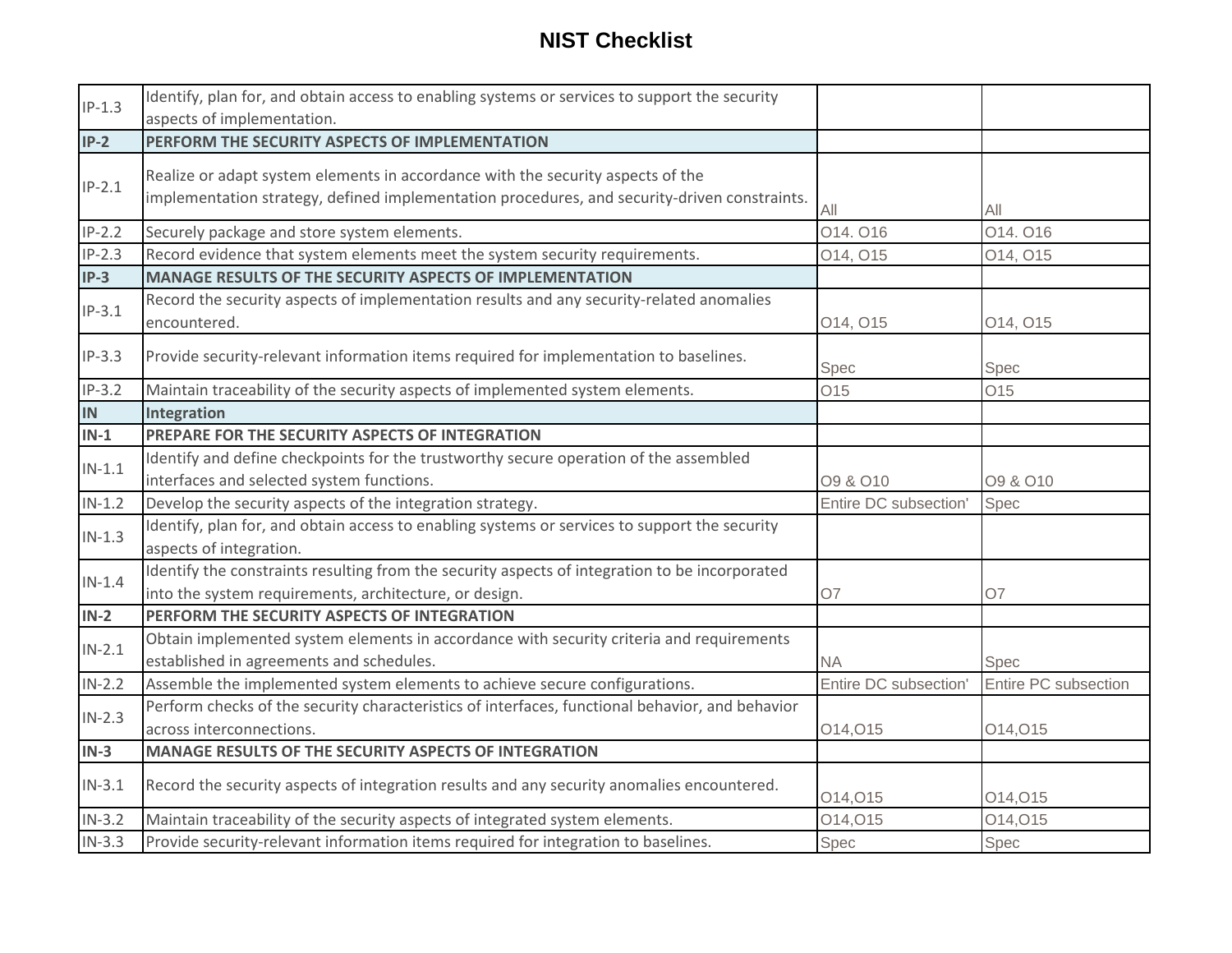# NIST Checklist

| | | | |
|---|---|---|---|
| IP-1.3 | Identify, plan for, and obtain access to enabling systems or services to support the security aspects of implementation. | | |
| **IP-2** | **PERFORM THE SECURITY ASPECTS OF IMPLEMENTATION** | | |
| IP-2.1 | Realize or adapt system elements in accordance with the security aspects of the implementation strategy, defined implementation procedures, and security-driven constraints. | All | All |
| IP-2.2 | Securely package and store system elements. | O14. O16 | O14. O16 |
| IP-2.3 | Record evidence that system elements meet the system security requirements. | O14, O15 | O14, O15 |
| **IP-3** | **MANAGE RESULTS OF THE SECURITY ASPECTS OF IMPLEMENTATION** | | |
| IP-3.1 | Record the security aspects of implementation results and any security-related anomalies encountered. | O14, O15 | O14, O15 |
| IP-3.3 | Provide security-relevant information items required for implementation to baselines. | Spec | Spec |
| IP-3.2 | Maintain traceability of the security aspects of implemented system elements. | O15 | O15 |
| **IN** | **Integration** | | |
| **IN-1** | **PREPARE FOR THE SECURITY ASPECTS OF INTEGRATION** | | |
| IN-1.1 | Identify and define checkpoints for the trustworthy secure operation of the assembled interfaces and selected system functions. | O9 & O10 | O9 & O10 |
| IN-1.2 | Develop the security aspects of the integration strategy. | Entire DC subsection' | Spec |
| IN-1.3 | Identify, plan for, and obtain access to enabling systems or services to support the security aspects of integration. | | |
| IN-1.4 | Identify the constraints resulting from the security aspects of integration to be incorporated into the system requirements, architecture, or design. | O7 | O7 |
| **IN-2** | **PERFORM THE SECURITY ASPECTS OF INTEGRATION** | | |
| IN-2.1 | Obtain implemented system elements in accordance with security criteria and requirements established in agreements and schedules. | NA | Spec |
| IN-2.2 | Assemble the implemented system elements to achieve secure configurations. | Entire DC subsection' | Entire PC subsection |
| IN-2.3 | Perform checks of the security characteristics of interfaces, functional behavior, and behavior across interconnections. | O14,O15 | O14,O15 |
| **IN-3** | **MANAGE RESULTS OF THE SECURITY ASPECTS OF INTEGRATION** | | |
| IN-3.1 | Record the security aspects of integration results and any security anomalies encountered. | O14,O15 | O14,O15 |
| IN-3.2 | Maintain traceability of the security aspects of integrated system elements. | O14,O15 | O14,O15 |
| IN-3.3 | Provide security-relevant information items required for integration to baselines. | Spec | Spec |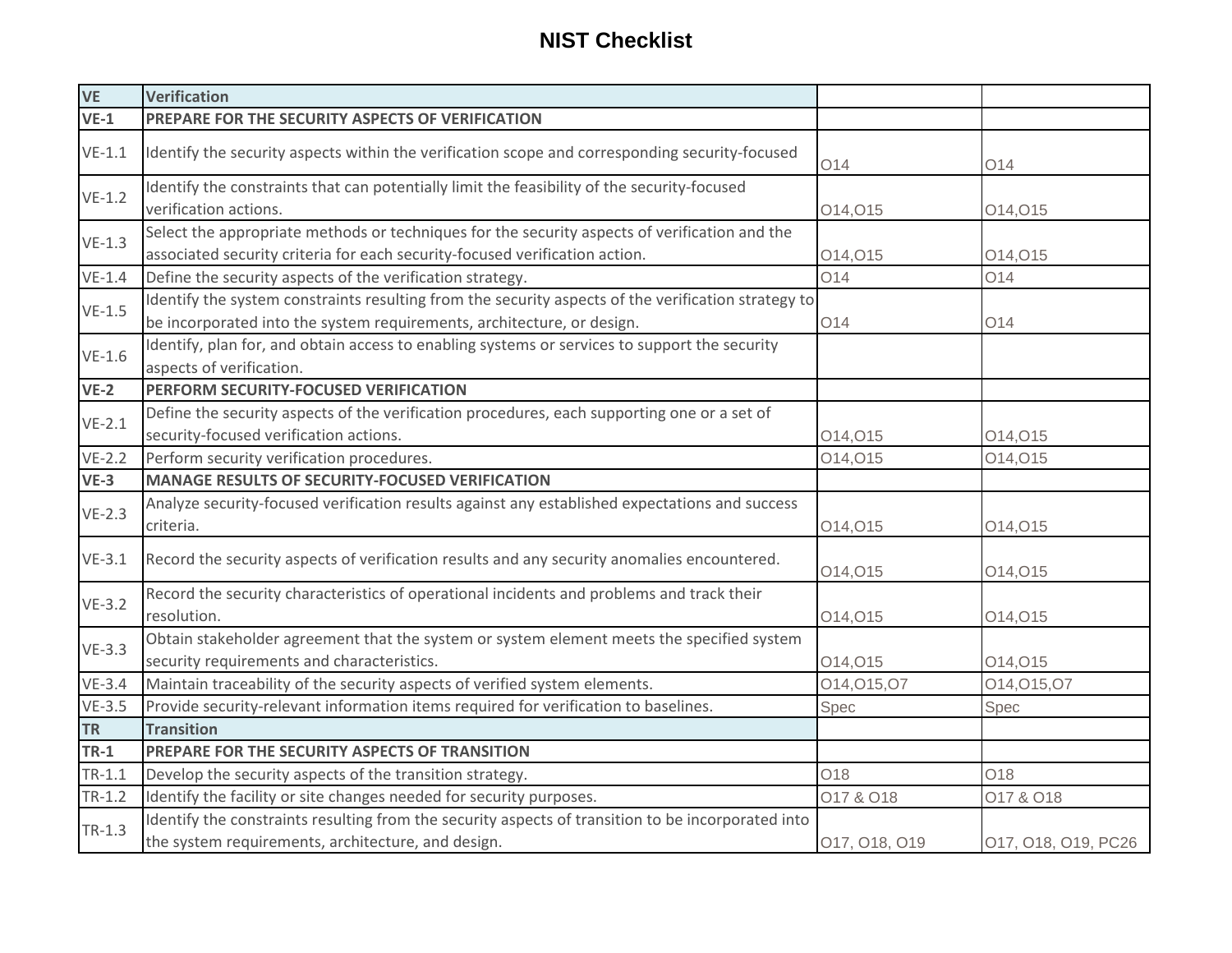# NIST Checklist

| VE | Verification | | |
|---|---|---|---|
| **VE-1** | **PREPARE FOR THE SECURITY ASPECTS OF VERIFICATION** | | |
| VE-1.1 | Identify the security aspects within the verification scope and corresponding security-focused | O14 | O14 |
| VE-1.2 | Identify the constraints that can potentially limit the feasibility of the security-focused verification actions. | O14,O15 | O14,O15 |
| VE-1.3 | Select the appropriate methods or techniques for the security aspects of verification and the associated security criteria for each security-focused verification action. | O14,O15 | O14,O15 |
| VE-1.4 | Define the security aspects of the verification strategy. | O14 | O14 |
| VE-1.5 | Identify the system constraints resulting from the security aspects of the verification strategy to be incorporated into the system requirements, architecture, or design. | O14 | O14 |
| VE-1.6 | Identify, plan for, and obtain access to enabling systems or services to support the security aspects of verification. | | |
| **VE-2** | **PERFORM SECURITY-FOCUSED VERIFICATION** | | |
| VE-2.1 | Define the security aspects of the verification procedures, each supporting one or a set of security-focused verification actions. | O14,O15 | O14,O15 |
| VE-2.2 | Perform security verification procedures. | O14,O15 | O14,O15 |
| **VE-3** | **MANAGE RESULTS OF SECURITY-FOCUSED VERIFICATION** | | |
| VE-2.3 | Analyze security-focused verification results against any established expectations and success criteria. | O14,O15 | O14,O15 |
| VE-3.1 | Record the security aspects of verification results and any security anomalies encountered. | O14,O15 | O14,O15 |
| VE-3.2 | Record the security characteristics of operational incidents and problems and track their resolution. | O14,O15 | O14,O15 |
| VE-3.3 | Obtain stakeholder agreement that the system or system element meets the specified system security requirements and characteristics. | O14,O15 | O14,O15 |
| VE-3.4 | Maintain traceability of the security aspects of verified system elements. | O14,O15,O7 | O14,O15,O7 |
| VE-3.5 | Provide security-relevant information items required for verification to baselines. | Spec | Spec |
| **TR** | **Transition** | | |
| **TR-1** | **PREPARE FOR THE SECURITY ASPECTS OF TRANSITION** | | |
| TR-1.1 | Develop the security aspects of the transition strategy. | O18 | O18 |
| TR-1.2 | Identify the facility or site changes needed for security purposes. | O17 & O18 | O17 & O18 |
| TR-1.3 | Identify the constraints resulting from the security aspects of transition to be incorporated into the system requirements, architecture, and design. | O17, O18, O19 | O17, O18, O19, PC26 |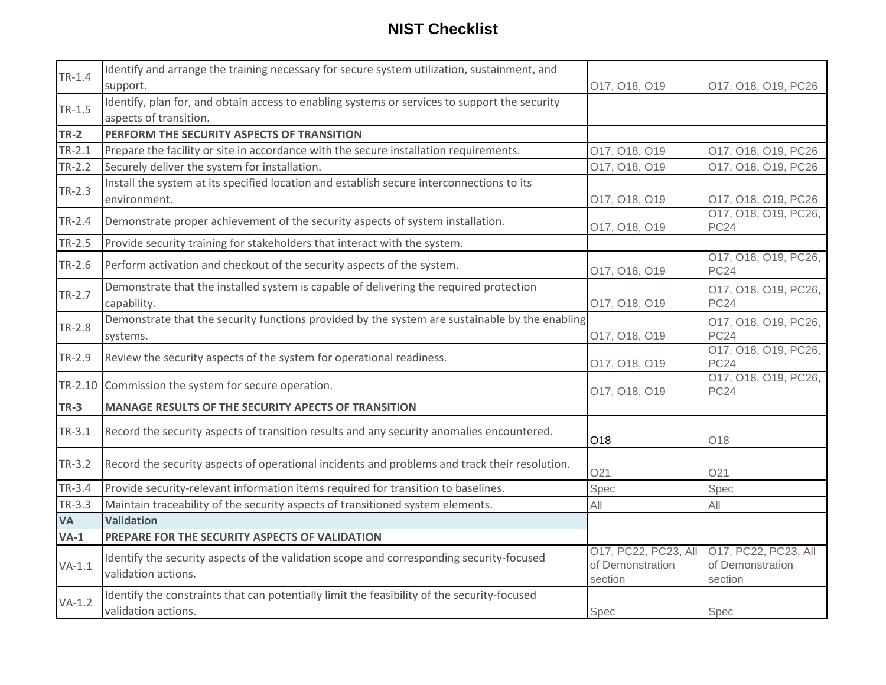# NIST Checklist

| | | | |
|---|---|---|---|
| TR-1.4 | Identify and arrange the training necessary for secure system utilization, sustainment, and support. | O17, O18, O19 | O17, O18, O19, PC26 |
| TR-1.5 | Identify, plan for, and obtain access to enabling systems or services to support the security aspects of transition. | | |
| **TR-2** | **PERFORM THE SECURITY ASPECTS OF TRANSITION** | | |
| TR-2.1 | Prepare the facility or site in accordance with the secure installation requirements. | O17, O18, O19 | O17, O18, O19, PC26 |
| TR-2.2 | Securely deliver the system for installation. | O17, O18, O19 | O17, O18, O19, PC26 |
| TR-2.3 | Install the system at its specified location and establish secure interconnections to its environment. | O17, O18, O19 | O17, O18, O19, PC26 |
| TR-2.4 | Demonstrate proper achievement of the security aspects of system installation. | O17, O18, O19 | O17, O18, O19, PC26, PC24 |
| TR-2.5 | Provide security training for stakeholders that interact with the system. | | |
| TR-2.6 | Perform activation and checkout of the security aspects of the system. | O17, O18, O19 | O17, O18, O19, PC26, PC24 |
| TR-2.7 | Demonstrate that the installed system is capable of delivering the required protection capability. | O17, O18, O19 | O17, O18, O19, PC26, PC24 |
| TR-2.8 | Demonstrate that the security functions provided by the system are sustainable by the enabling systems. | O17, O18, O19 | O17, O18, O19, PC26, PC24 |
| TR-2.9 | Review the security aspects of the system for operational readiness. | O17, O18, O19 | O17, O18, O19, PC26, PC24 |
| TR-2.10 | Commission the system for secure operation. | O17, O18, O19 | O17, O18, O19, PC26, PC24 |
| **TR-3** | **MANAGE RESULTS OF THE SECURITY APECTS OF TRANSITION** | | |
| TR-3.1 | Record the security aspects of transition results and any security anomalies encountered. | O18 | O18 |
| TR-3.2 | Record the security aspects of operational incidents and problems and track their resolution. | O21 | O21 |
| TR-3.4 | Provide security-relevant information items required for transition to baselines. | Spec | Spec |
| TR-3.3 | Maintain traceability of the security aspects of transitioned system elements. | All | All |
| **VA** | **Validation** | | |
| **VA-1** | **PREPARE FOR THE SECURITY ASPECTS OF VALIDATION** | | |
| VA-1.1 | Identify the security aspects of the validation scope and corresponding security-focused validation actions. | O17, PC22, PC23, All of Demonstration section | O17, PC22, PC23, All of Demonstration section |
| VA-1.2 | Identify the constraints that can potentially limit the feasibility of the security-focused validation actions. | Spec | Spec |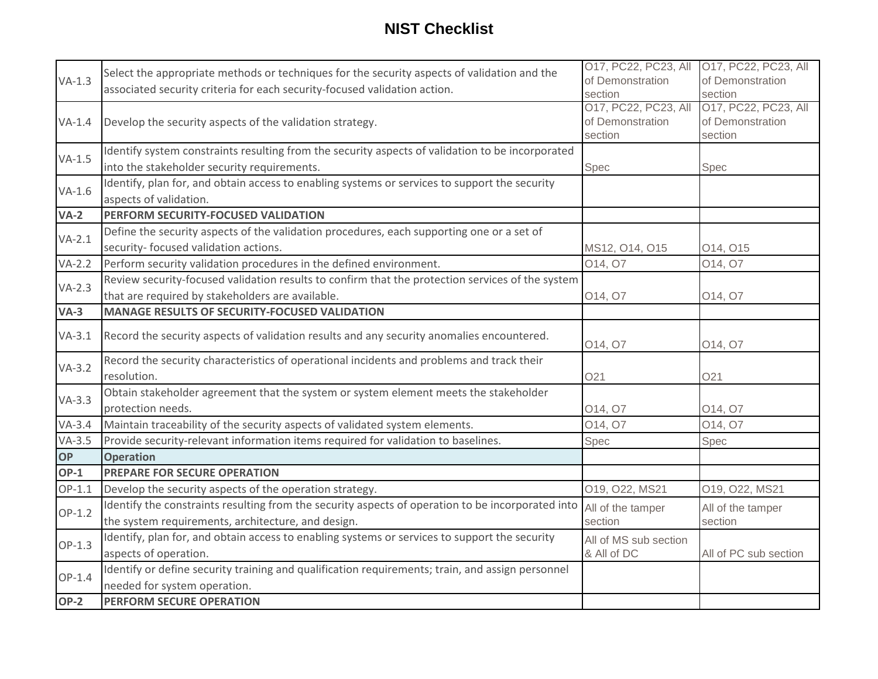# NIST Checklist

| | | | |
|---|---|---|---|
| VA-1.3 | Select the appropriate methods or techniques for the security aspects of validation and the associated security criteria for each security-focused validation action. | O17, PC22, PC23, All of Demonstration section | O17, PC22, PC23, All of Demonstration section |
| VA-1.4 | Develop the security aspects of the validation strategy. | O17, PC22, PC23, All of Demonstration section | O17, PC22, PC23, All of Demonstration section |
| VA-1.5 | Identify system constraints resulting from the security aspects of validation to be incorporated into the stakeholder security requirements. | Spec | Spec |
| VA-1.6 | Identify, plan for, and obtain access to enabling systems or services to support the security aspects of validation. | | |
| **VA-2** | **PERFORM SECURITY-FOCUSED VALIDATION** | | |
| VA-2.1 | Define the security aspects of the validation procedures, each supporting one or a set of security- focused validation actions. | MS12, O14, O15 | O14, O15 |
| VA-2.2 | Perform security validation procedures in the defined environment. | O14, O7 | O14, O7 |
| VA-2.3 | Review security-focused validation results to confirm that the protection services of the system that are required by stakeholders are available. | O14, O7 | O14, O7 |
| **VA-3** | **MANAGE RESULTS OF SECURITY-FOCUSED VALIDATION** | | |
| VA-3.1 | Record the security aspects of validation results and any security anomalies encountered. | O14, O7 | O14, O7 |
| VA-3.2 | Record the security characteristics of operational incidents and problems and track their resolution. | O21 | O21 |
| VA-3.3 | Obtain stakeholder agreement that the system or system element meets the stakeholder protection needs. | O14, O7 | O14, O7 |
| VA-3.4 | Maintain traceability of the security aspects of validated system elements. | O14, O7 | O14, O7 |
| VA-3.5 | Provide security-relevant information items required for validation to baselines. | Spec | Spec |
| **OP** | **Operation** | | |
| **OP-1** | **PREPARE FOR SECURE OPERATION** | | |
| OP-1.1 | Develop the security aspects of the operation strategy. | O19, O22, MS21 | O19, O22, MS21 |
| OP-1.2 | Identify the constraints resulting from the security aspects of operation to be incorporated into the system requirements, architecture, and design. | All of the tamper section | All of the tamper section |
| OP-1.3 | Identify, plan for, and obtain access to enabling systems or services to support the security aspects of operation. | All of MS sub section & All of DC | All of PC sub section |
| OP-1.4 | Identify or define security training and qualification requirements; train, and assign personnel needed for system operation. | | |
| **OP-2** | **PERFORM SECURE OPERATION** | | |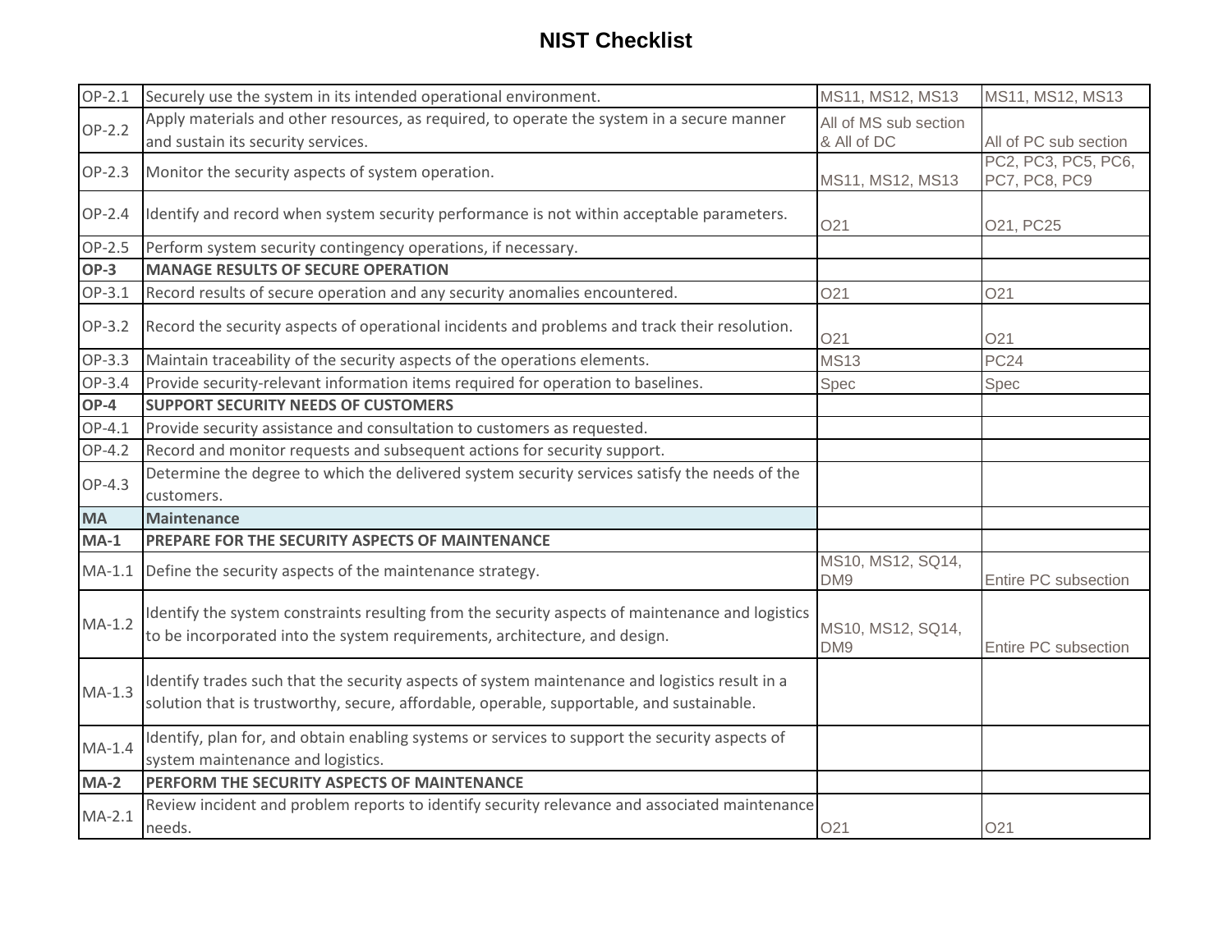# NIST Checklist

| | | | |
|---|---|---|---|
| OP-2.1 | Securely use the system in its intended operational environment. | MS11, MS12, MS13 | MS11, MS12, MS13 |
| OP-2.2 | Apply materials and other resources, as required, to operate the system in a secure manner and sustain its security services. | All of MS sub section & All of DC | All of PC sub section |
| OP-2.3 | Monitor the security aspects of system operation. | MS11, MS12, MS13 | PC2, PC3, PC5, PC6, PC7, PC8, PC9 |
| OP-2.4 | Identify and record when system security performance is not within acceptable parameters. | O21 | O21, PC25 |
| OP-2.5 | Perform system security contingency operations, if necessary. | | |
| **OP-3** | **MANAGE RESULTS OF SECURE OPERATION** | | |
| OP-3.1 | Record results of secure operation and any security anomalies encountered. | O21 | O21 |
| OP-3.2 | Record the security aspects of operational incidents and problems and track their resolution. | O21 | O21 |
| OP-3.3 | Maintain traceability of the security aspects of the operations elements. | MS13 | PC24 |
| OP-3.4 | Provide security-relevant information items required for operation to baselines. | Spec | Spec |
| **OP-4** | **SUPPORT SECURITY NEEDS OF CUSTOMERS** | | |
| OP-4.1 | Provide security assistance and consultation to customers as requested. | | |
| OP-4.2 | Record and monitor requests and subsequent actions for security support. | | |
| OP-4.3 | Determine the degree to which the delivered system security services satisfy the needs of the customers. | | |
| **MA** | **Maintenance** | | |
| **MA-1** | **PREPARE FOR THE SECURITY ASPECTS OF MAINTENANCE** | | |
| MA-1.1 | Define the security aspects of the maintenance strategy. | MS10, MS12, SQ14, DM9 | Entire PC subsection |
| MA-1.2 | Identify the system constraints resulting from the security aspects of maintenance and logistics to be incorporated into the system requirements, architecture, and design. | MS10, MS12, SQ14, DM9 | Entire PC subsection |
| MA-1.3 | Identify trades such that the security aspects of system maintenance and logistics result in a solution that is trustworthy, secure, affordable, operable, supportable, and sustainable. | | |
| MA-1.4 | Identify, plan for, and obtain enabling systems or services to support the security aspects of system maintenance and logistics. | | |
| **MA-2** | **PERFORM THE SECURITY ASPECTS OF MAINTENANCE** | | |
| MA-2.1 | Review incident and problem reports to identify security relevance and associated maintenance needs. | O21 | O21 |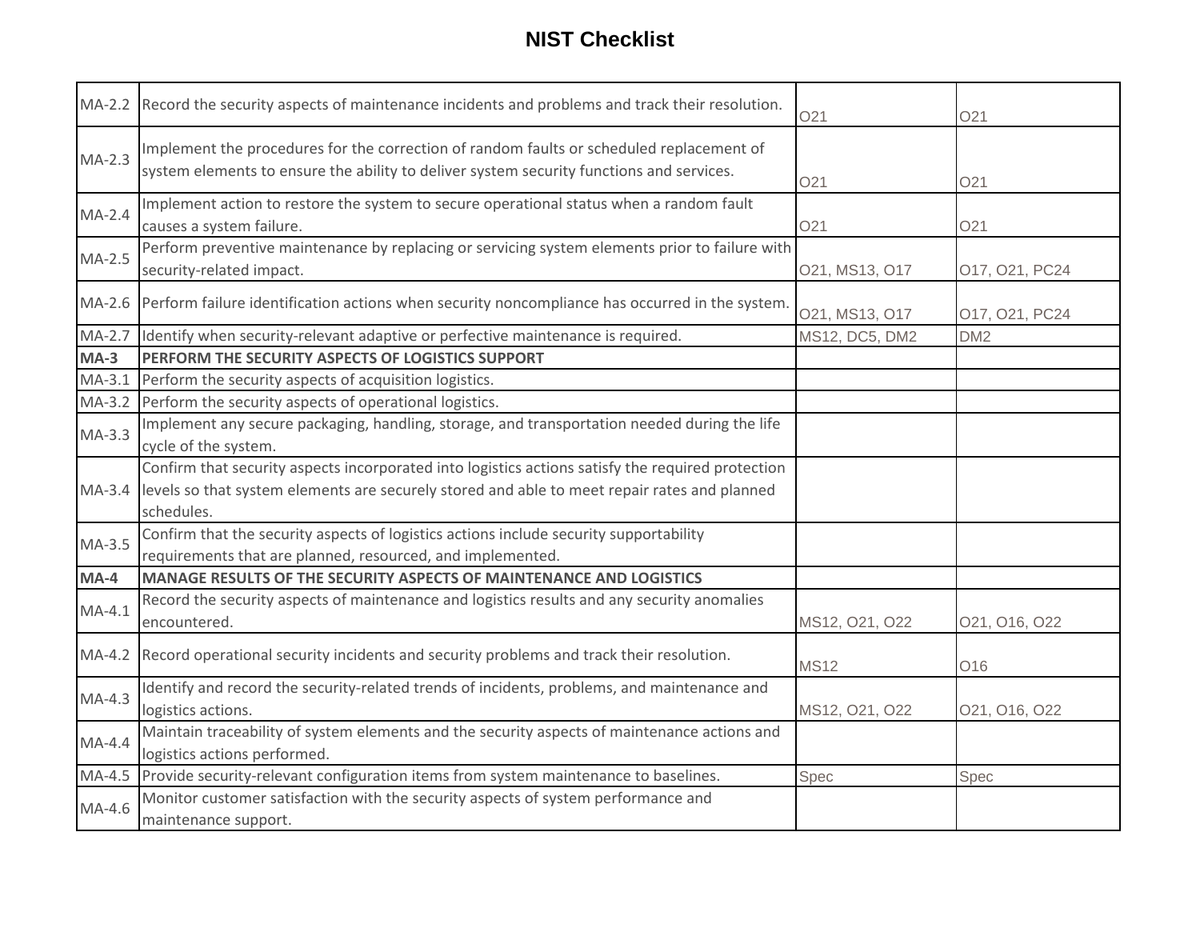# NIST Checklist

| | | | |
|---|---|---|---|
| MA-2.2 | Record the security aspects of maintenance incidents and problems and track their resolution. | O21 | O21 |
| MA-2.3 | Implement the procedures for the correction of random faults or scheduled replacement of system elements to ensure the ability to deliver system security functions and services. | O21 | O21 |
| MA-2.4 | Implement action to restore the system to secure operational status when a random fault causes a system failure. | O21 | O21 |
| MA-2.5 | Perform preventive maintenance by replacing or servicing system elements prior to failure with security-related impact. | O21, MS13, O17 | O17, O21, PC24 |
| MA-2.6 | Perform failure identification actions when security noncompliance has occurred in the system. | O21, MS13, O17 | O17, O21, PC24 |
| MA-2.7 | Identify when security-relevant adaptive or perfective maintenance is required. | MS12, DC5, DM2 | DM2 |
| **MA-3** | **PERFORM THE SECURITY ASPECTS OF LOGISTICS SUPPORT** | | |
| MA-3.1 | Perform the security aspects of acquisition logistics. | | |
| MA-3.2 | Perform the security aspects of operational logistics. | | |
| MA-3.3 | Implement any secure packaging, handling, storage, and transportation needed during the life cycle of the system. | | |
| MA-3.4 | Confirm that security aspects incorporated into logistics actions satisfy the required protection levels so that system elements are securely stored and able to meet repair rates and planned schedules. | | |
| MA-3.5 | Confirm that the security aspects of logistics actions include security supportability requirements that are planned, resourced, and implemented. | | |
| **MA-4** | **MANAGE RESULTS OF THE SECURITY ASPECTS OF MAINTENANCE AND LOGISTICS** | | |
| MA-4.1 | Record the security aspects of maintenance and logistics results and any security anomalies encountered. | MS12, O21, O22 | O21, O16, O22 |
| MA-4.2 | Record operational security incidents and security problems and track their resolution. | MS12 | O16 |
| MA-4.3 | Identify and record the security-related trends of incidents, problems, and maintenance and logistics actions. | MS12, O21, O22 | O21, O16, O22 |
| MA-4.4 | Maintain traceability of system elements and the security aspects of maintenance actions and logistics actions performed. | | |
| MA-4.5 | Provide security-relevant configuration items from system maintenance to baselines. | Spec | Spec |
| MA-4.6 | Monitor customer satisfaction with the security aspects of system performance and maintenance support. | | |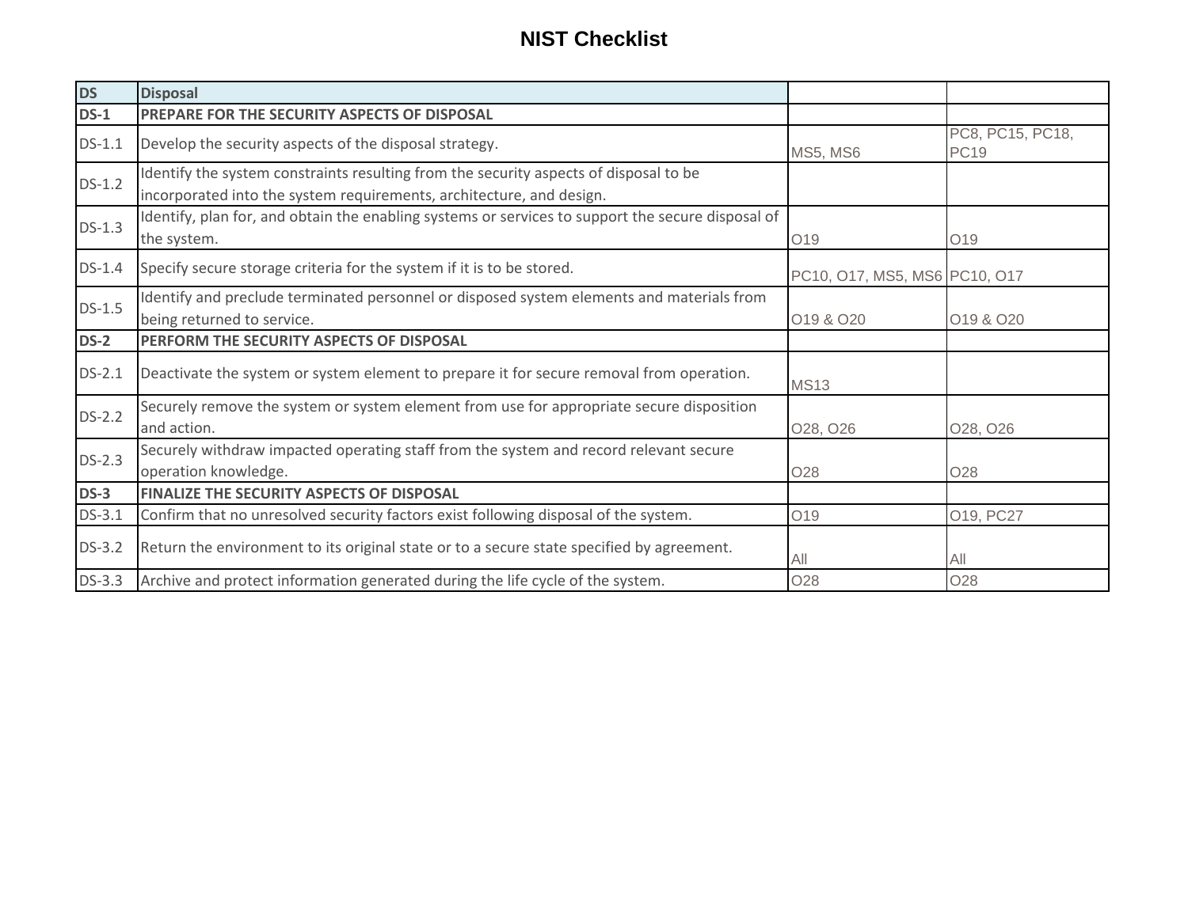# NIST Checklist

| DS | Disposal | | |
|---|---|---|---|
| **DS-1** | **PREPARE FOR THE SECURITY ASPECTS OF DISPOSAL** | | |
| DS-1.1 | Develop the security aspects of the disposal strategy. | MS5, MS6 | PC8, PC15, PC18, PC19 |
| DS-1.2 | Identify the system constraints resulting from the security aspects of disposal to be incorporated into the system requirements, architecture, and design. | | |
| DS-1.3 | Identify, plan for, and obtain the enabling systems or services to support the secure disposal of the system. | O19 | O19 |
| DS-1.4 | Specify secure storage criteria for the system if it is to be stored. | PC10, O17, MS5, MS6 | PC10, O17 |
| DS-1.5 | Identify and preclude terminated personnel or disposed system elements and materials from being returned to service. | O19 & O20 | O19 & O20 |
| **DS-2** | **PERFORM THE SECURITY ASPECTS OF DISPOSAL** | | |
| DS-2.1 | Deactivate the system or system element to prepare it for secure removal from operation. | MS13 | |
| DS-2.2 | Securely remove the system or system element from use for appropriate secure disposition and action. | O28, O26 | O28, O26 |
| DS-2.3 | Securely withdraw impacted operating staff from the system and record relevant secure operation knowledge. | O28 | O28 |
| **DS-3** | **FINALIZE THE SECURITY ASPECTS OF DISPOSAL** | | |
| DS-3.1 | Confirm that no unresolved security factors exist following disposal of the system. | O19 | O19, PC27 |
| DS-3.2 | Return the environment to its original state or to a secure state specified by agreement. | All | All |
| DS-3.3 | Archive and protect information generated during the life cycle of the system. | O28 | O28 |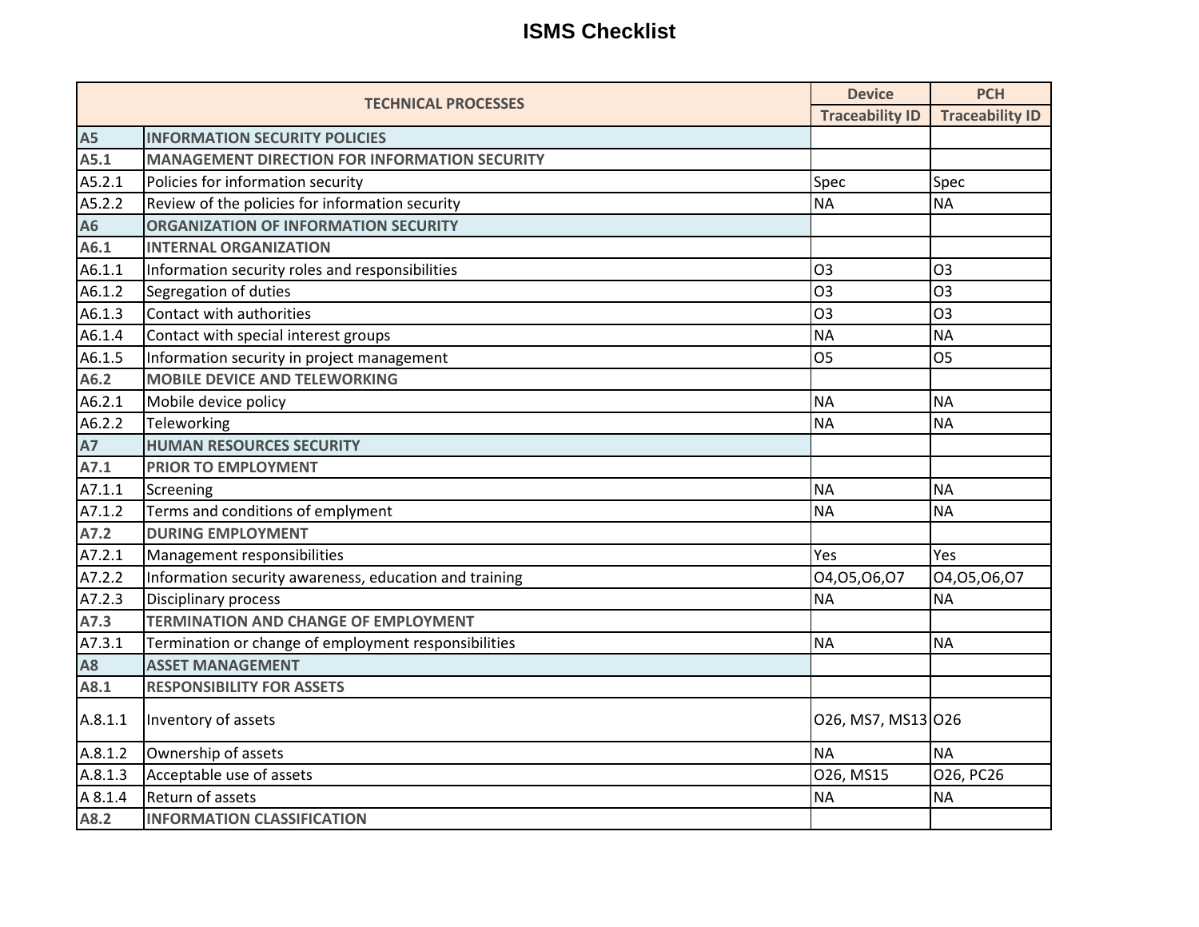# ISMS Checklist

| TECHNICAL PROCESSES | | Device | PCH |
|---|---|---|---|
| | | Traceability ID | Traceability ID |
| **A5** | **INFORMATION SECURITY POLICIES** | | |
| **A5.1** | **MANAGEMENT DIRECTION FOR INFORMATION SECURITY** | | |
| A5.2.1 | Policies for information security | Spec | Spec |
| A5.2.2 | Review of the policies for information security | NA | NA |
| **A6** | **ORGANIZATION OF INFORMATION SECURITY** | | |
| **A6.1** | **INTERNAL ORGANIZATION** | | |
| A6.1.1 | Information security roles and responsibilities | O3 | O3 |
| A6.1.2 | Segregation of duties | O3 | O3 |
| A6.1.3 | Contact with authorities | O3 | O3 |
| A6.1.4 | Contact with special interest groups | NA | NA |
| A6.1.5 | Information security in project management | O5 | O5 |
| **A6.2** | **MOBILE DEVICE AND TELEWORKING** | | |
| A6.2.1 | Mobile device policy | NA | NA |
| A6.2.2 | Teleworking | NA | NA |
| **A7** | **HUMAN RESOURCES SECURITY** | | |
| **A7.1** | **PRIOR TO EMPLOYMENT** | | |
| A7.1.1 | Screening | NA | NA |
| A7.1.2 | Terms and conditions of emplyment | NA | NA |
| **A7.2** | **DURING EMPLOYMENT** | | |
| A7.2.1 | Management responsibilities | Yes | Yes |
| A7.2.2 | Information security awareness, education and training | O4,O5,O6,O7 | O4,O5,O6,O7 |
| A7.2.3 | Disciplinary process | NA | NA |
| **A7.3** | **TERMINATION AND CHANGE OF EMPLOYMENT** | | |
| A7.3.1 | Termination or change of employment responsibilities | NA | NA |
| **A8** | **ASSET MANAGEMENT** | | |
| **A8.1** | **RESPONSIBILITY FOR ASSETS** | | |
| A.8.1.1 | Inventory of assets | O26, MS7, MS13 | O26 |
| A.8.1.2 | Ownership of assets | NA | NA |
| A.8.1.3 | Acceptable use of assets | O26, MS15 | O26, PC26 |
| A 8.1.4 | Return of assets | NA | NA |
| **A8.2** | **INFORMATION CLASSIFICATION** | | |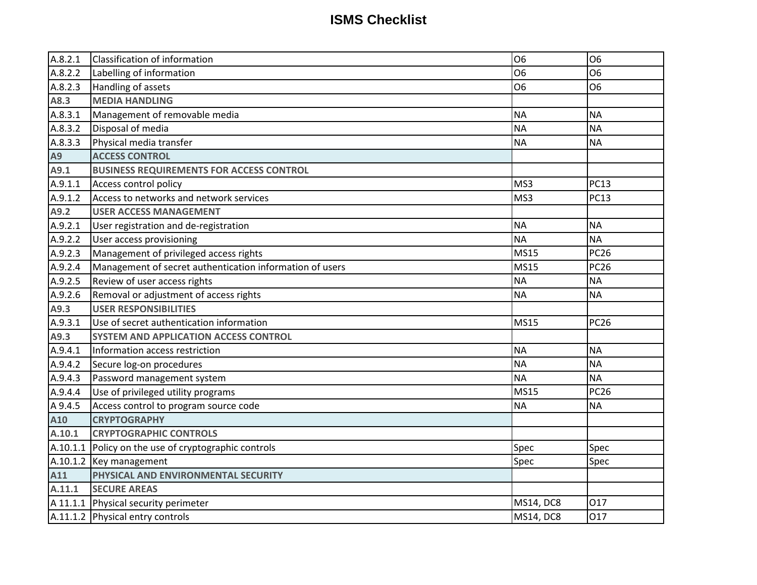# ISMS Checklist

| | | | |
|---|---|---|---|
| A.8.2.1 | Classification of information | O6 | O6 |
| A.8.2.2 | Labelling of information | O6 | O6 |
| A.8.2.3 | Handling of assets | O6 | O6 |
| **A8.3** | **MEDIA HANDLING** | | |
| A.8.3.1 | Management of removable media | NA | NA |
| A.8.3.2 | Disposal of media | NA | NA |
| A.8.3.3 | Physical media transfer | NA | NA |
| **A9** | **ACCESS CONTROL** | | |
| **A9.1** | **BUSINESS REQUIREMENTS FOR ACCESS CONTROL** | | |
| A.9.1.1 | Access control policy | MS3 | PC13 |
| A.9.1.2 | Access to networks and network services | MS3 | PC13 |
| **A9.2** | **USER ACCESS MANAGEMENT** | | |
| A.9.2.1 | User registration and de-registration | NA | NA |
| A.9.2.2 | User access provisioning | NA | NA |
| A.9.2.3 | Management of privileged access rights | MS15 | PC26 |
| A.9.2.4 | Management of secret authentication information of users | MS15 | PC26 |
| A.9.2.5 | Review of user access rights | NA | NA |
| A.9.2.6 | Removal or adjustment of access rights | NA | NA |
| **A9.3** | **USER RESPONSIBILITIES** | | |
| A.9.3.1 | Use of secret authentication information | MS15 | PC26 |
| **A9.3** | **SYSTEM AND APPLICATION ACCESS CONTROL** | | |
| A.9.4.1 | Information access restriction | NA | NA |
| A.9.4.2 | Secure log-on procedures | NA | NA |
| A.9.4.3 | Password management system | NA | NA |
| A.9.4.4 | Use of privileged utility programs | MS15 | PC26 |
| A 9.4.5 | Access control to program source code | NA | NA |
| **A10** | **CRYPTOGRAPHY** | | |
| **A.10.1** | **CRYPTOGRAPHIC CONTROLS** | | |
| A.10.1.1 | Policy on the use of cryptographic controls | Spec | Spec |
| A.10.1.2 | Key management | Spec | Spec |
| **A11** | **PHYSICAL AND ENVIRONMENTAL SECURITY** | | |
| **A.11.1** | **SECURE AREAS** | | |
| A 11.1.1 | Physical security perimeter | MS14, DC8 | O17 |
| A.11.1.2 | Physical entry controls | MS14, DC8 | O17 |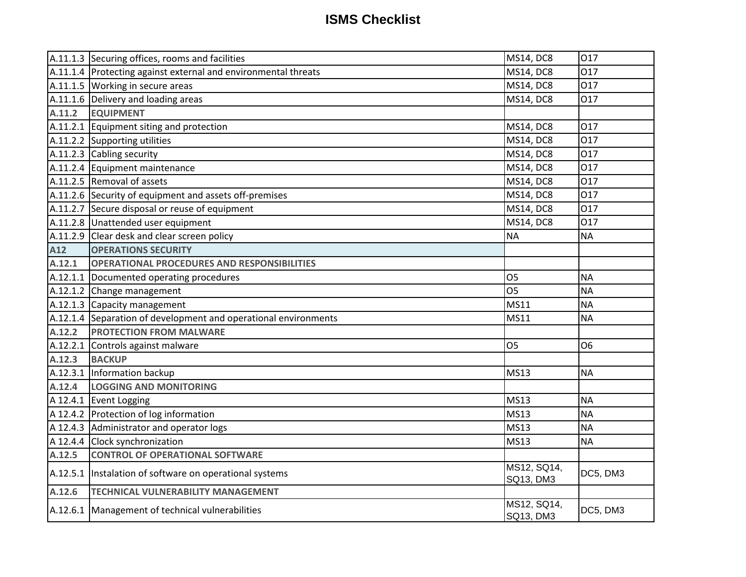# ISMS Checklist

| | | | |
|---|---|---|---|
| A.11.1.3 | Securing offices, rooms and facilities | MS14, DC8 | O17 |
| A.11.1.4 | Protecting against external and environmental threats | MS14, DC8 | O17 |
| A.11.1.5 | Working in secure areas | MS14, DC8 | O17 |
| A.11.1.6 | Delivery and loading areas | MS14, DC8 | O17 |
| **A.11.2** | **EQUIPMENT** | | |
| A.11.2.1 | Equipment siting and protection | MS14, DC8 | O17 |
| A.11.2.2 | Supporting utilities | MS14, DC8 | O17 |
| A.11.2.3 | Cabling security | MS14, DC8 | O17 |
| A.11.2.4 | Equipment maintenance | MS14, DC8 | O17 |
| A.11.2.5 | Removal of assets | MS14, DC8 | O17 |
| A.11.2.6 | Security of equipment and assets off-premises | MS14, DC8 | O17 |
| A.11.2.7 | Secure disposal or reuse of equipment | MS14, DC8 | O17 |
| A.11.2.8 | Unattended user equipment | MS14, DC8 | O17 |
| A.11.2.9 | Clear desk and clear screen policy | NA | NA |
| **A12** | **OPERATIONS SECURITY** | | |
| **A.12.1** | **OPERATIONAL PROCEDURES AND RESPONSIBILITIES** | | |
| A.12.1.1 | Documented operating procedures | O5 | NA |
| A.12.1.2 | Change management | O5 | NA |
| A.12.1.3 | Capacity management | MS11 | NA |
| A.12.1.4 | Separation of development and operational environments | MS11 | NA |
| **A.12.2** | **PROTECTION FROM MALWARE** | | |
| A.12.2.1 | Controls against malware | O5 | O6 |
| **A.12.3** | **BACKUP** | | |
| A.12.3.1 | Information backup | MS13 | NA |
| **A.12.4** | **LOGGING AND MONITORING** | | |
| A 12.4.1 | Event Logging | MS13 | NA |
| A 12.4.2 | Protection of log information | MS13 | NA |
| A 12.4.3 | Administrator and operator logs | MS13 | NA |
| A 12.4.4 | Clock synchronization | MS13 | NA |
| **A.12.5** | **CONTROL OF OPERATIONAL SOFTWARE** | | |
| A.12.5.1 | Instalation of software on operational systems | MS12, SQ14, SQ13, DM3 | DC5, DM3 |
| **A.12.6** | **TECHNICAL VULNERABILITY MANAGEMENT** | | |
| A.12.6.1 | Management of technical vulnerabilities | MS12, SQ14, SQ13, DM3 | DC5, DM3 |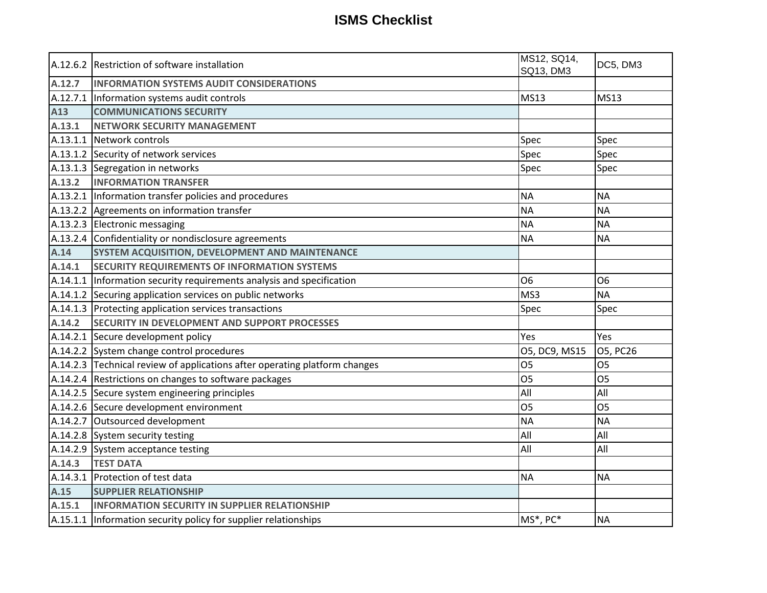# ISMS Checklist

| | | | |
|---|---|---|---|
| A.12.6.2 | Restriction of software installation | MS12, SQ14, SQ13, DM3 | DC5, DM3 |
| **A.12.7** | **INFORMATION SYSTEMS AUDIT CONSIDERATIONS** | | |
| A.12.7.1 | Information systems audit controls | MS13 | MS13 |
| **A13** | **COMMUNICATIONS SECURITY** | | |
| **A.13.1** | **NETWORK SECURITY MANAGEMENT** | | |
| A.13.1.1 | Network controls | Spec | Spec |
| A.13.1.2 | Security of network services | Spec | Spec |
| A.13.1.3 | Segregation in networks | Spec | Spec |
| **A.13.2** | **INFORMATION TRANSFER** | | |
| A.13.2.1 | Information transfer policies and procedures | NA | NA |
| A.13.2.2 | Agreements on information transfer | NA | NA |
| A.13.2.3 | Electronic messaging | NA | NA |
| A.13.2.4 | Confidentiality or nondisclosure agreements | NA | NA |
| **A.14** | **SYSTEM ACQUISITION, DEVELOPMENT AND MAINTENANCE** | | |
| **A.14.1** | **SECURITY REQUIREMENTS OF INFORMATION SYSTEMS** | | |
| A.14.1.1 | Information security requirements analysis and specification | O6 | O6 |
| A.14.1.2 | Securing application services on public networks | MS3 | NA |
| A.14.1.3 | Protecting application services transactions | Spec | Spec |
| **A.14.2** | **SECURITY IN DEVELOPMENT AND SUPPORT PROCESSES** | | |
| A.14.2.1 | Secure development policy | Yes | Yes |
| A.14.2.2 | System change control procedures | O5, DC9, MS15 | O5, PC26 |
| A.14.2.3 | Technical review of applications after operating platform changes | O5 | O5 |
| A.14.2.4 | Restrictions on changes to software packages | O5 | O5 |
| A.14.2.5 | Secure system engineering principles | All | All |
| A.14.2.6 | Secure development environment | O5 | O5 |
| A.14.2.7 | Outsourced development | NA | NA |
| A.14.2.8 | System security testing | All | All |
| A.14.2.9 | System acceptance testing | All | All |
| **A.14.3** | **TEST DATA** | | |
| A.14.3.1 | Protection of test data | NA | NA |
| **A.15** | **SUPPLIER RELATIONSHIP** | | |
| **A.15.1** | **INFORMATION SECURITY IN SUPPLIER RELATIONSHIP** | | |
| A.15.1.1 | Information security policy for supplier relationships | MS*, PC* | NA |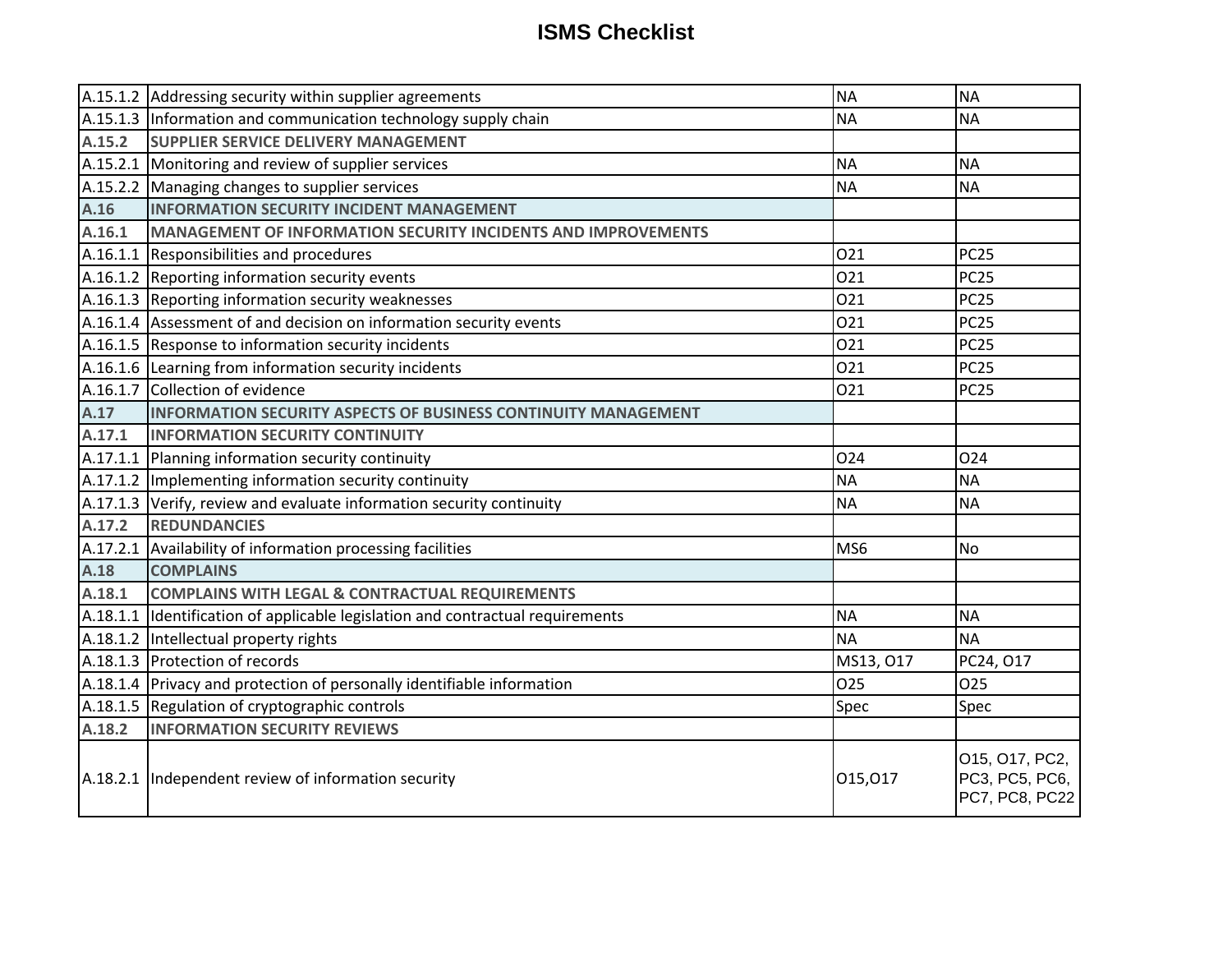# ISMS Checklist

| | | | |
|---|---|---|---|
| A.15.1.2 | Addressing security within supplier agreements | NA | NA |
| A.15.1.3 | Information and communication technology supply chain | NA | NA |
| **A.15.2** | **SUPPLIER SERVICE DELIVERY MANAGEMENT** | | |
| A.15.2.1 | Monitoring and review of supplier services | NA | NA |
| A.15.2.2 | Managing changes to supplier services | NA | NA |
| **A.16** | **INFORMATION SECURITY INCIDENT MANAGEMENT** | | |
| **A.16.1** | **MANAGEMENT OF INFORMATION SECURITY INCIDENTS AND IMPROVEMENTS** | | |
| A.16.1.1 | Responsibilities and procedures | O21 | PC25 |
| A.16.1.2 | Reporting information security events | O21 | PC25 |
| A.16.1.3 | Reporting information security weaknesses | O21 | PC25 |
| A.16.1.4 | Assessment of and decision on information security events | O21 | PC25 |
| A.16.1.5 | Response to information security incidents | O21 | PC25 |
| A.16.1.6 | Learning from information security incidents | O21 | PC25 |
| A.16.1.7 | Collection of evidence | O21 | PC25 |
| **A.17** | **INFORMATION SECURITY ASPECTS OF BUSINESS CONTINUITY MANAGEMENT** | | |
| **A.17.1** | **INFORMATION SECURITY CONTINUITY** | | |
| A.17.1.1 | Planning information security continuity | O24 | O24 |
| A.17.1.2 | Implementing information security continuity | NA | NA |
| A.17.1.3 | Verify, review and evaluate information security continuity | NA | NA |
| **A.17.2** | **REDUNDANCIES** | | |
| A.17.2.1 | Availability of information processing facilities | MS6 | No |
| **A.18** | **COMPLAINS** | | |
| **A.18.1** | **COMPLAINS WITH LEGAL & CONTRACTUAL REQUIREMENTS** | | |
| A.18.1.1 | Identification of applicable legislation and contractual requirements | NA | NA |
| A.18.1.2 | Intellectual property rights | NA | NA |
| A.18.1.3 | Protection of records | MS13, O17 | PC24, O17 |
| A.18.1.4 | Privacy and protection of personally identifiable information | O25 | O25 |
| A.18.1.5 | Regulation of cryptographic controls | Spec | Spec |
| **A.18.2** | **INFORMATION SECURITY REVIEWS** | | |
| A.18.2.1 | Independent review of information security | O15,O17 | O15, O17, PC2, PC3, PC5, PC6, PC7, PC8, PC22 |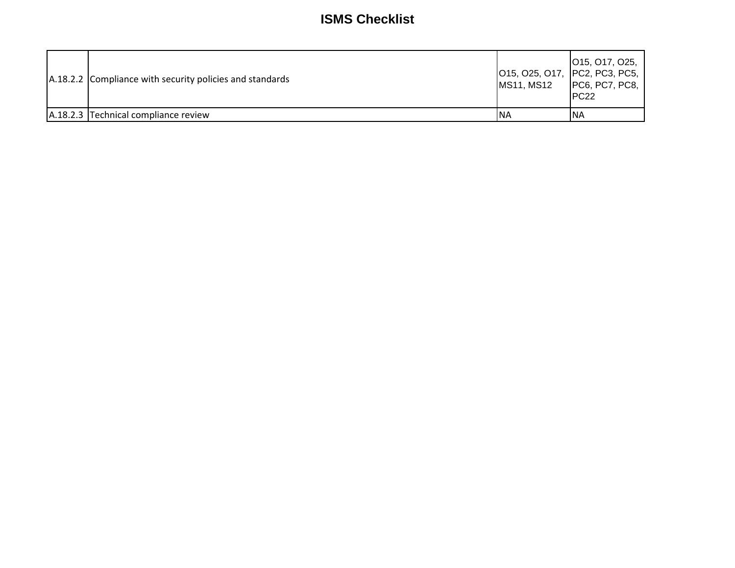# ISMS Checklist

| | | | |
|---|---|---|---|
| A.18.2.2 | Compliance with security policies and standards | O15, O25, O17, MS11, MS12 | O15, O17, O25, PC2, PC3, PC5, PC6, PC7, PC8, PC22 |
| A.18.2.3 | Technical compliance review | NA | NA |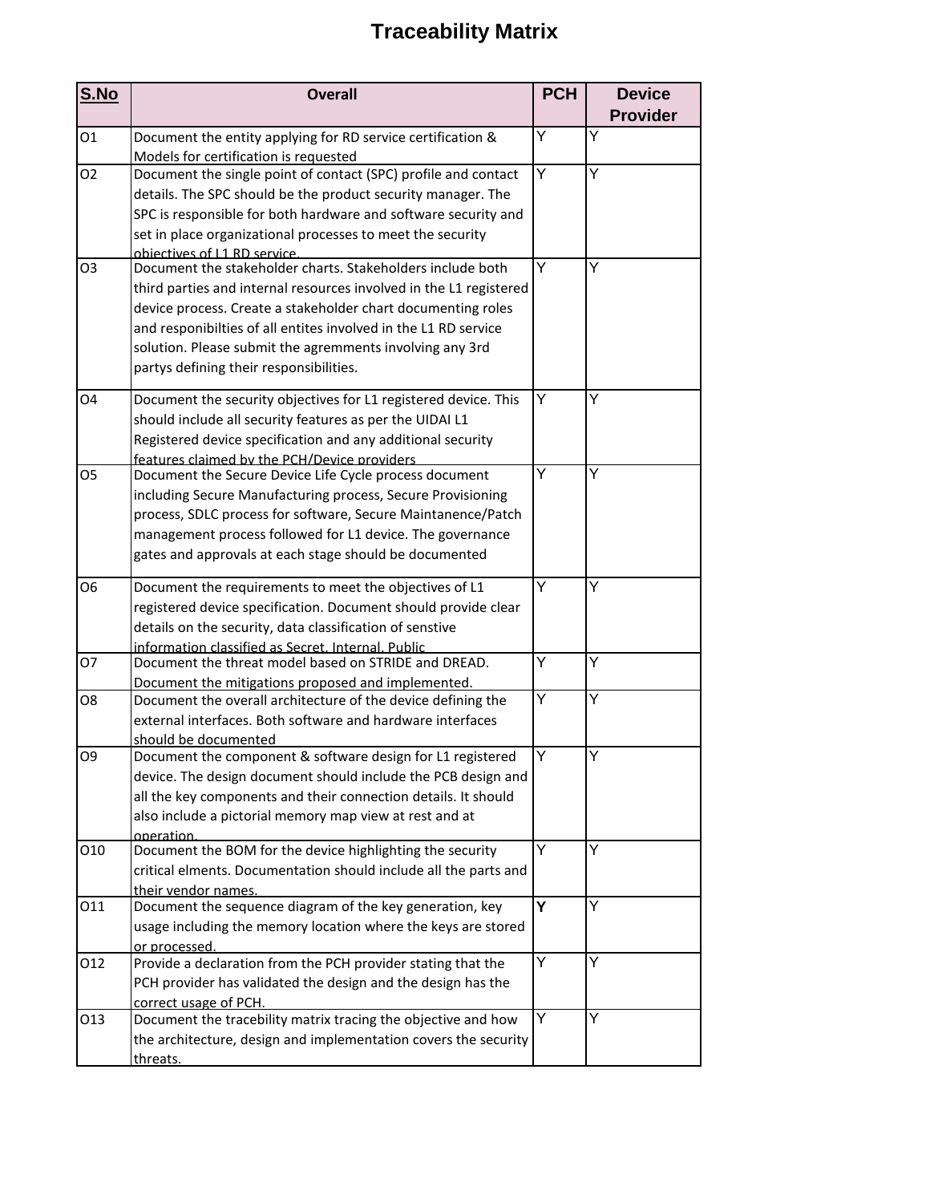# Traceability Matrix

| S.No | Overall | PCH | Device Provider |
|---|---|---|---|
| O1 | Document the entity applying for RD service certification & Models for certification is requested | Y | Y |
| O2 | Document the single point of contact (SPC) profile and contact details. The SPC should be the product security manager. The SPC is responsible for both hardware and software security and set in place organizational processes to meet the security objectives of L1 RD service. | Y | Y |
| O3 | Document the stakeholder charts. Stakeholders include both third parties and internal resources involved in the L1 registered device process. Create a stakeholder chart documenting roles and responibilties of all entites involved in the L1 RD service solution. Please submit the agremments involving any 3rd partys defining their responsibilities. | Y | Y |
| O4 | Document the security objectives for L1 registered device. This should include all security features as per the UIDAI L1 Registered device specification and any additional security features claimed by the PCH/Device providers | Y | Y |
| O5 | Document the Secure Device Life Cycle process document including Secure Manufacturing process, Secure Provisioning process, SDLC process for software, Secure Maintanence/Patch management process followed for L1 device. The governance gates and approvals at each stage should be documented | Y | Y |
| O6 | Document the requirements to meet the objectives of L1 registered device specification. Document should provide clear details on the security, data classification of senstive information classified as Secret, Internal, Public | Y | Y |
| O7 | Document the threat model based on STRIDE and DREAD. Document the mitigations proposed and implemented. | Y | Y |
| O8 | Document the overall architecture of the device defining the external interfaces. Both software and hardware interfaces should be documented | Y | Y |
| O9 | Document the component & software design for L1 registered device. The design document should include the PCB design and all the key components and their connection details. It should also include a pictorial memory map view at rest and at operation. | Y | Y |
| O10 | Document the BOM for the device highlighting the security critical elments. Documentation should include all the parts and their vendor names. | Y | Y |
| O11 | Document the sequence diagram of the key generation, key usage including the memory location where the keys are stored or processed. | **Y** | Y |
| O12 | Provide a declaration from the PCH provider stating that the PCH provider has validated the design and the design has the correct usage of PCH. | Y | Y |
| O13 | Document the tracebility matrix tracing the objective and how the architecture, design and implementation covers the security threats. | Y | Y |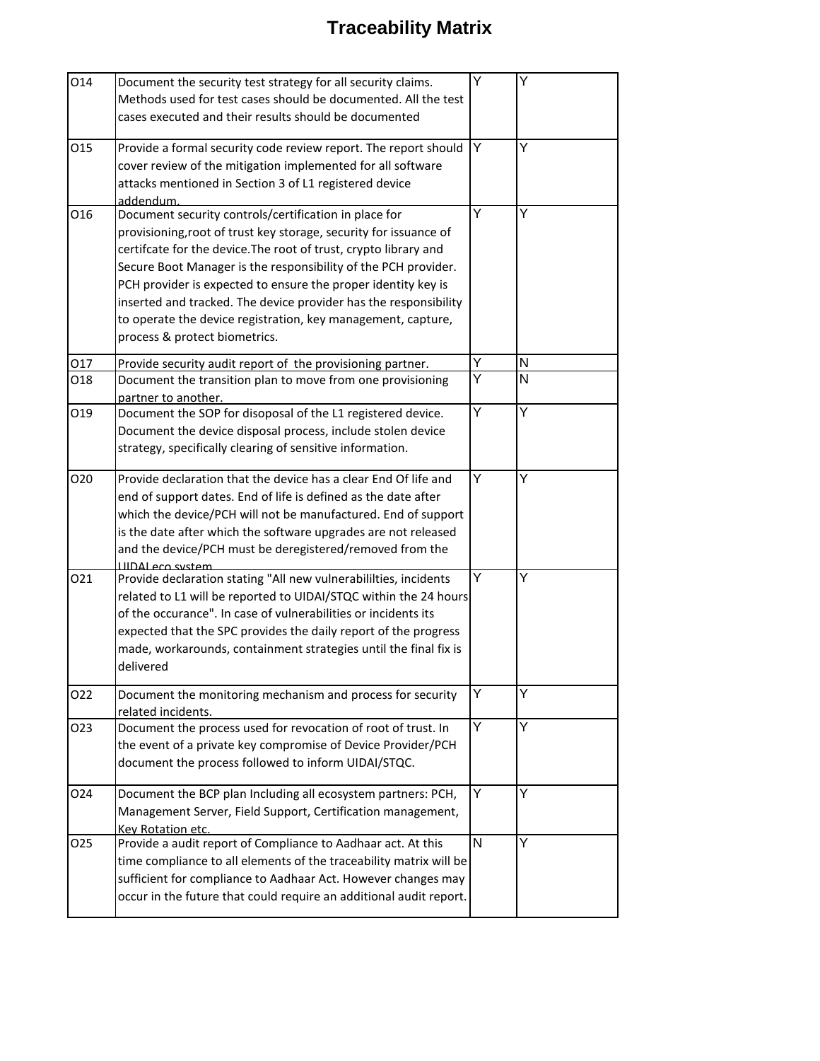# Traceability Matrix

| | | | |
|---|---|---|---|
| O14 | Document the security test strategy for all security claims. Methods used for test cases should be documented. All the test cases executed and their results should be documented | Y | Y |
| O15 | Provide a formal security code review report. The report should cover review of the mitigation implemented for all software attacks mentioned in Section 3 of L1 registered device addendum. | Y | Y |
| O16 | Document security controls/certification in place for provisioning,root of trust key storage, security for issuance of certifcate for the device.The root of trust, crypto library and Secure Boot Manager is the responsibility of the PCH provider. PCH provider is expected to ensure the proper identity key is inserted and tracked. The device provider has the responsibility to operate the device registration, key management, capture, process & protect biometrics. | Y | Y |
| O17 | Provide security audit report of the provisioning partner. | Y | N |
| O18 | Document the transition plan to move from one provisioning partner to another. | Y | N |
| O19 | Document the SOP for disoposal of the L1 registered device. Document the device disposal process, include stolen device strategy, specifically clearing of sensitive information. | Y | Y |
| O20 | Provide declaration that the device has a clear End Of life and end of support dates. End of life is defined as the date after which the device/PCH will not be manufactured. End of support is the date after which the software upgrades are not released and the device/PCH must be deregistered/removed from the UIDAI eco system | Y | Y |
| O21 | Provide declaration stating "All new vulnerabililties, incidents related to L1 will be reported to UIDAI/STQC within the 24 hours of the occurance". In case of vulnerabilities or incidents its expected that the SPC provides the daily report of the progress made, workarounds, containment strategies until the final fix is delivered | Y | Y |
| O22 | Document the monitoring mechanism and process for security related incidents. | Y | Y |
| O23 | Document the process used for revocation of root of trust. In the event of a private key compromise of Device Provider/PCH document the process followed to inform UIDAI/STQC. | Y | Y |
| O24 | Document the BCP plan Including all ecosystem partners: PCH, Management Server, Field Support, Certification management, Key Rotation etc. | Y | Y |
| O25 | Provide a audit report of Compliance to Aadhaar act. At this time compliance to all elements of the traceability matrix will be sufficient for compliance to Aadhaar Act. However changes may occur in the future that could require an additional audit report. | N | Y |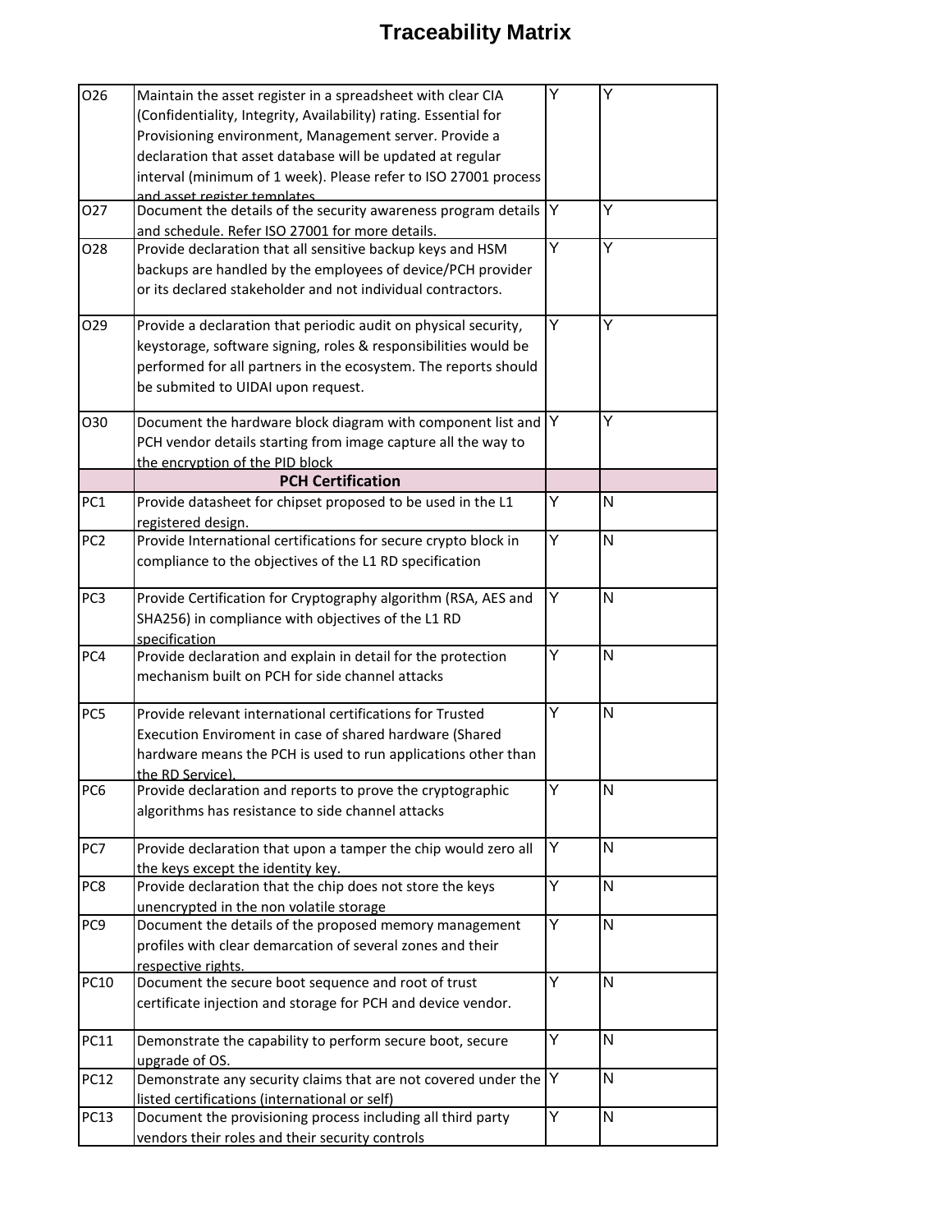# Traceability Matrix

| | | | |
|---|---|---|---|
| O26 | Maintain the asset register in a spreadsheet with clear CIA (Confidentiality, Integrity, Availability) rating. Essential for Provisioning environment, Management server. Provide a declaration that asset database will be updated at regular interval (minimum of 1 week). Please refer to ISO 27001 process and asset register templates | Y | Y |
| O27 | Document the details of the security awareness program details and schedule. Refer ISO 27001 for more details. | Y | Y |
| O28 | Provide declaration that all sensitive backup keys and HSM backups are handled by the employees of device/PCH provider or its declared stakeholder and not individual contractors. | Y | Y |
| O29 | Provide a declaration that periodic audit on physical security, keystorage, software signing, roles & responsibilities would be performed for all partners in the ecosystem. The reports should be submited to UIDAI upon request. | Y | Y |
| O30 | Document the hardware block diagram with component list and PCH vendor details starting from image capture all the way to the encryption of the PID block | Y | Y |
| | **PCH Certification** | | |
| PC1 | Provide datasheet for chipset proposed to be used in the L1 registered design. | Y | N |
| PC2 | Provide International certifications for secure crypto block in compliance to the objectives of the L1 RD specification | Y | N |
| PC3 | Provide Certification for Cryptography algorithm (RSA, AES and SHA256) in compliance with objectives of the L1 RD specification | Y | N |
| PC4 | Provide declaration and explain in detail for the protection mechanism built on PCH for side channel attacks | Y | N |
| PC5 | Provide relevant international certifications for Trusted Execution Enviroment in case of shared hardware (Shared hardware means the PCH is used to run applications other than the RD Service). | Y | N |
| PC6 | Provide declaration and reports to prove the cryptographic algorithms has resistance to side channel attacks | Y | N |
| PC7 | Provide declaration that upon a tamper the chip would zero all the keys except the identity key. | Y | N |
| PC8 | Provide declaration that the chip does not store the keys unencrypted in the non volatile storage | Y | N |
| PC9 | Document the details of the proposed memory management profiles with clear demarcation of several zones and their respective rights. | Y | N |
| PC10 | Document the secure boot sequence and root of trust certificate injection and storage for PCH and device vendor. | Y | N |
| PC11 | Demonstrate the capability to perform secure boot, secure upgrade of OS. | Y | N |
| PC12 | Demonstrate any security claims that are not covered under the listed certifications (international or self) | Y | N |
| PC13 | Document the provisioning process including all third party vendors their roles and their security controls | Y | N |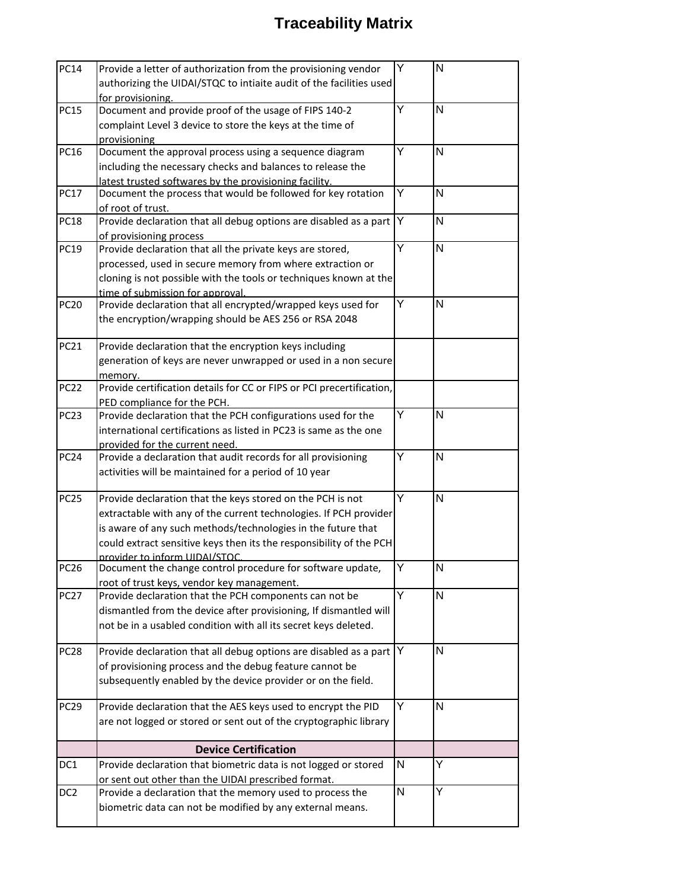# Traceability Matrix

| | | | |
|---|---|---|---|
| PC14 | Provide a letter of authorization from the provisioning vendor authorizing the UIDAI/STQC to intiaite audit of the facilities used for provisioning. | Y | N |
| PC15 | Document and provide proof of the usage of FIPS 140-2 complaint Level 3 device to store the keys at the time of provisioning | Y | N |
| PC16 | Document the approval process using a sequence diagram including the necessary checks and balances to release the latest trusted softwares by the provisioning facility. | Y | N |
| PC17 | Document the process that would be followed for key rotation of root of trust. | Y | N |
| PC18 | Provide declaration that all debug options are disabled as a part of provisioning process | Y | N |
| PC19 | Provide declaration that all the private keys are stored, processed, used in secure memory from where extraction or cloning is not possible with the tools or techniques known at the time of submission for approval. | Y | N |
| PC20 | Provide declaration that all encrypted/wrapped keys used for the encryption/wrapping should be AES 256 or RSA 2048 | Y | N |
| PC21 | Provide declaration that the encryption keys including generation of keys are never unwrapped or used in a non secure memory. | | |
| PC22 | Provide certification details for CC or FIPS or PCI precertification, PED compliance for the PCH. | | |
| PC23 | Provide declaration that the PCH configurations used for the international certifications as listed in PC23 is same as the one provided for the current need. | Y | N |
| PC24 | Provide a declaration that audit records for all provisioning activities will be maintained for a period of 10 year | Y | N |
| PC25 | Provide declaration that the keys stored on the PCH is not extractable with any of the current technologies. If PCH provider is aware of any such methods/technologies in the future that could extract sensitive keys then its the responsibility of the PCH provider to inform UIDAI/STQC. | Y | N |
| PC26 | Document the change control procedure for software update, root of trust keys, vendor key management. | Y | N |
| PC27 | Provide declaration that the PCH components can not be dismantled from the device after provisioning, If dismantled will not be in a usabled condition with all its secret keys deleted. | Y | N |
| PC28 | Provide declaration that all debug options are disabled as a part of provisioning process and the debug feature cannot be subsequently enabled by the device provider or on the field. | Y | N |
| PC29 | Provide declaration that the AES keys used to encrypt the PID are not logged or stored or sent out of the cryptographic library | Y | N |
| | **Device Certification** | | |
| DC1 | Provide declaration that biometric data is not logged or stored or sent out other than the UIDAI prescribed format. | N | Y |
| DC2 | Provide a declaration that the memory used to process the biometric data can not be modified by any external means. | N | Y |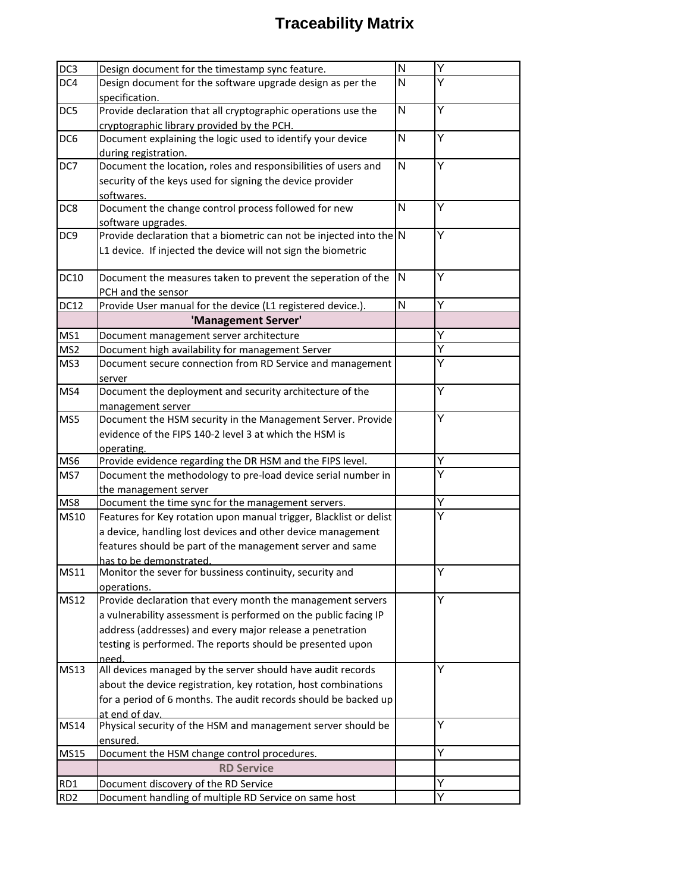# Traceability Matrix

| | | | |
|---|---|---|---|
| DC3 | Design document for the timestamp sync feature. | N | Y |
| DC4 | Design document for the software upgrade design as per the specification. | N | Y |
| DC5 | Provide declaration that all cryptographic operations use the cryptographic library provided by the PCH. | N | Y |
| DC6 | Document explaining the logic used to identify your device during registration. | N | Y |
| DC7 | Document the location, roles and responsibilities of users and security of the keys used for signing the device provider softwares. | N | Y |
| DC8 | Document the change control process followed for new software upgrades. | N | Y |
| DC9 | Provide declaration that a biometric can not be injected into the L1 device. If injected the device will not sign the biometric | N | Y |
| DC10 | Document the measures taken to prevent the seperation of the PCH and the sensor | N | Y |
| DC12 | Provide User manual for the device (L1 registered device.). | N | Y |
| | **'Management Server'** | | |
| MS1 | Document management server architecture | | Y |
| MS2 | Document high availability for management Server | | Y |
| MS3 | Document secure connection from RD Service and management server | | Y |
| MS4 | Document the deployment and security architecture of the management server | | Y |
| MS5 | Document the HSM security in the Management Server. Provide evidence of the FIPS 140-2 level 3 at which the HSM is operating. | | Y |
| MS6 | Provide evidence regarding the DR HSM and the FIPS level. | | Y |
| MS7 | Document the methodology to pre-load device serial number in the management server | | Y |
| MS8 | Document the time sync for the management servers. | | Y |
| MS10 | Features for Key rotation upon manual trigger, Blacklist or delist a device, handling lost devices and other device management features should be part of the management server and same has to be demonstrated. | | Y |
| MS11 | Monitor the sever for bussiness continuity, security and operations. | | Y |
| MS12 | Provide declaration that every month the management servers a vulnerability assessment is performed on the public facing IP address (addresses) and every major release a penetration testing is performed. The reports should be presented upon need. | | Y |
| MS13 | All devices managed by the server should have audit records about the device registration, key rotation, host combinations for a period of 6 months. The audit records should be backed up at end of day. | | Y |
| MS14 | Physical security of the HSM and management server should be ensured. | | Y |
| MS15 | Document the HSM change control procedures. | | Y |
| | **RD Service** | | |
| RD1 | Document discovery of the RD Service | | Y |
| RD2 | Document handling of multiple RD Service on same host | | Y |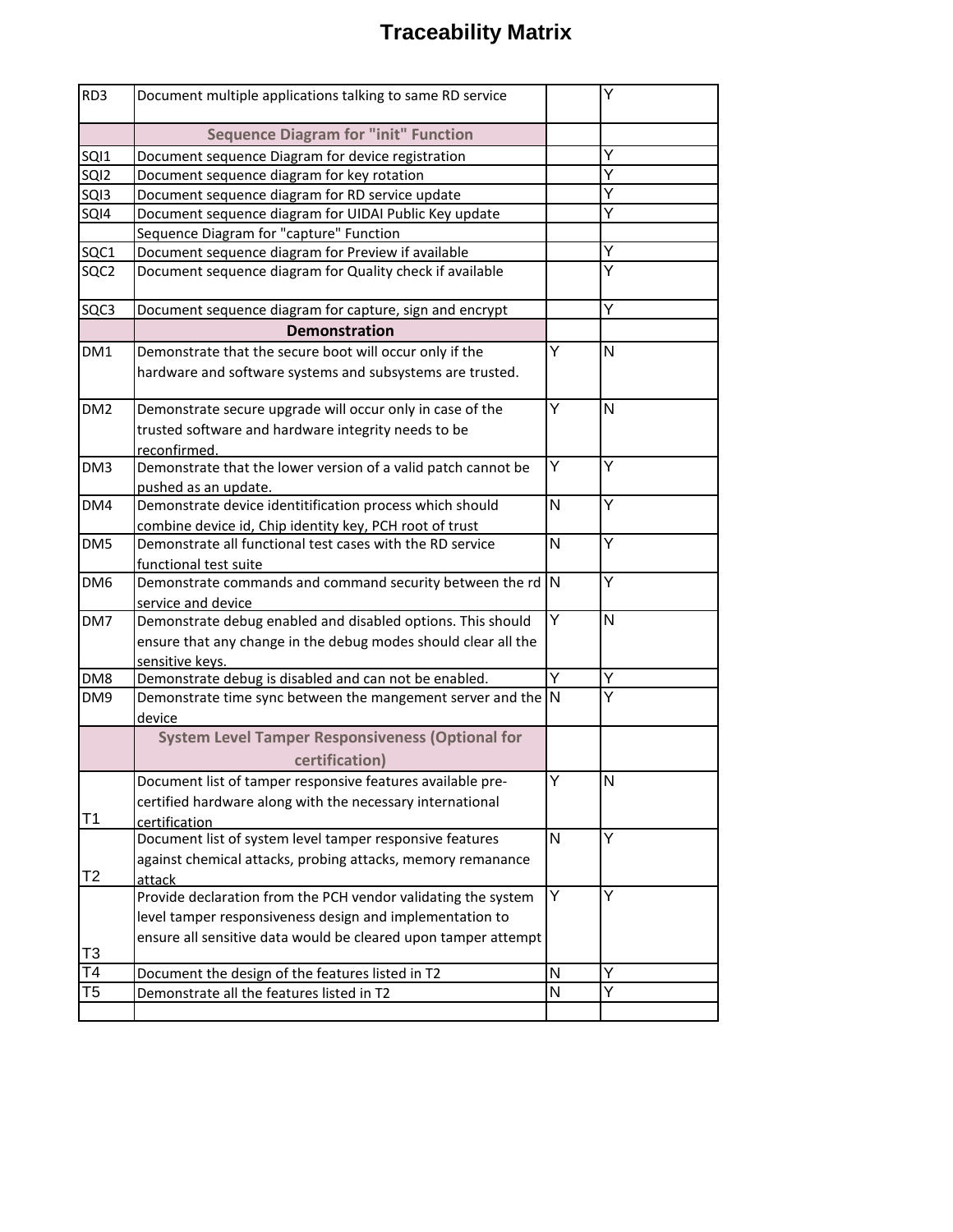# Traceability Matrix

| | | | |
|---|---|---|---|
| RD3 | Document multiple applications talking to same RD service | | Y |
| | **Sequence Diagram for "init" Function** | | |
| SQI1 | Document sequence Diagram for device registration | | Y |
| SQI2 | Document sequence diagram for key rotation | | Y |
| SQI3 | Document sequence diagram for RD service update | | Y |
| SQI4 | Document sequence diagram for UIDAI Public Key update | | Y |
| | Sequence Diagram for "capture" Function | | |
| SQC1 | Document sequence diagram for Preview if available | | Y |
| SQC2 | Document sequence diagram for Quality check if available | | Y |
| SQC3 | Document sequence diagram for capture, sign and encrypt | | Y |
| | **Demonstration** | | |
| DM1 | Demonstrate that the secure boot will occur only if the hardware and software systems and subsystems are trusted. | Y | N |
| DM2 | Demonstrate secure upgrade will occur only in case of the trusted software and hardware integrity needs to be reconfirmed. | Y | N |
| DM3 | Demonstrate that the lower version of a valid patch cannot be pushed as an update. | Y | Y |
| DM4 | Demonstrate device identitification process which should combine device id, Chip identity key, PCH root of trust | N | Y |
| DM5 | Demonstrate all functional test cases with the RD service functional test suite | N | Y |
| DM6 | Demonstrate commands and command security between the rd service and device | N | Y |
| DM7 | Demonstrate debug enabled and disabled options. This should ensure that any change in the debug modes should clear all the sensitive keys. | Y | N |
| DM8 | Demonstrate debug is disabled and can not be enabled. | Y | Y |
| DM9 | Demonstrate time sync between the mangement server and the device | N | Y |
| | **System Level Tamper Responsiveness (Optional for certification)** | | |
| T1 | Document list of tamper responsive features available pre-certified hardware along with the necessary international certification | Y | N |
| T2 | Document list of system level tamper responsive features against chemical attacks, probing attacks, memory remanance attack | N | Y |
| T3 | Provide declaration from the PCH vendor validating the system level tamper responsiveness design and implementation to ensure all sensitive data would be cleared upon tamper attempt | Y | Y |
| T4 | Document the design of the features listed in T2 | N | Y |
| T5 | Demonstrate all the features listed in T2 | N | Y |
| | | | |